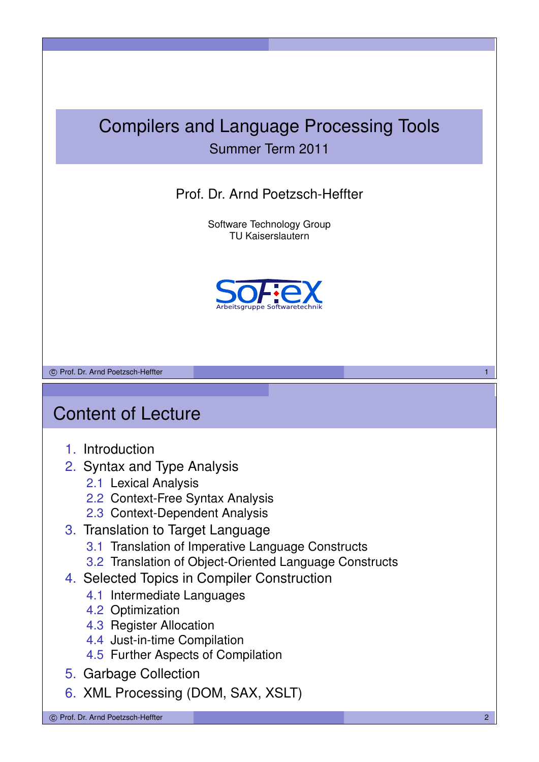# Compilers and Language Processing Tools

Summer Term 2011

Prof. Dr. Arnd Poetzsch-Heffter

Software Technology Group
TU Kaiserslautern

SoFTeX
Arbeitsgruppe Softwaretechnik

## Content of Lecture

1. Introduction
2. Syntax and Type Analysis
   - 2.1 Lexical Analysis
   - 2.2 Context-Free Syntax Analysis
   - 2.3 Context-Dependent Analysis
3. Translation to Target Language
   - 3.1 Translation of Imperative Language Constructs
   - 3.2 Translation of Object-Oriented Language Constructs
4. Selected Topics in Compiler Construction
   - 4.1 Intermediate Languages
   - 4.2 Optimization
   - 4.3 Register Allocation
   - 4.4 Just-in-time Compilation
   - 4.5 Further Aspects of Compilation
5. Garbage Collection
6. XML Processing (DOM, SAX, XSLT)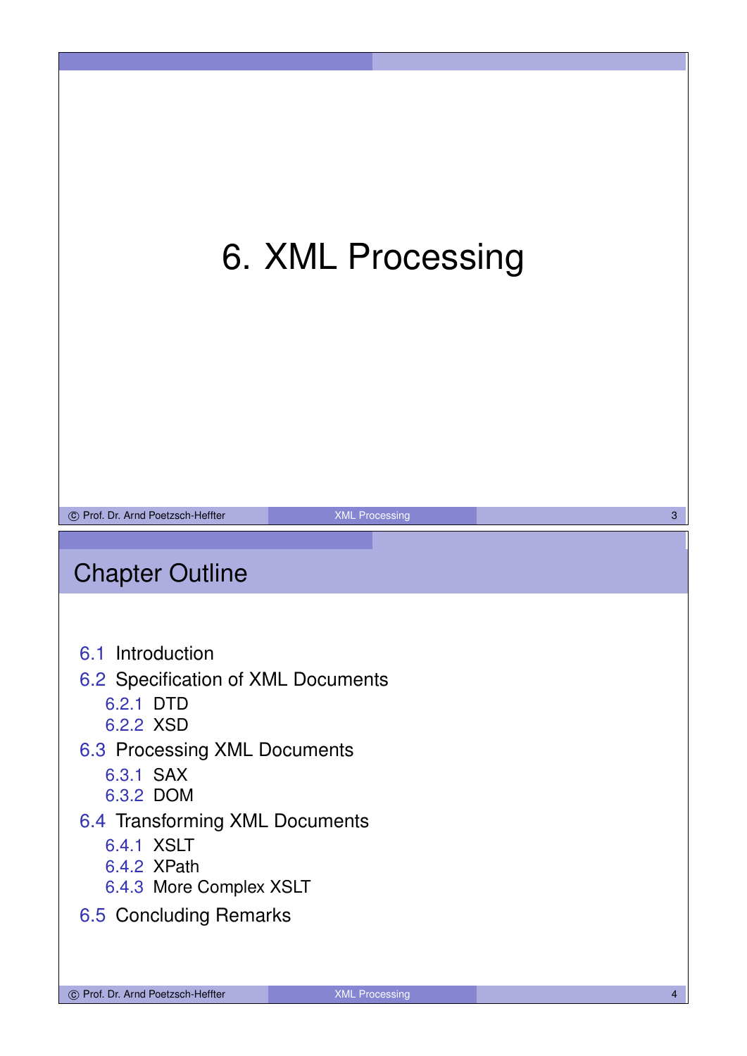# 6. XML Processing

## Chapter Outline

- 6.1 Introduction
- 6.2 Specification of XML Documents
  - 6.2.1 DTD
  - 6.2.2 XSD
- 6.3 Processing XML Documents
  - 6.3.1 SAX
  - 6.3.2 DOM
- 6.4 Transforming XML Documents
  - 6.4.1 XSLT
  - 6.4.2 XPath
  - 6.4.3 More Complex XSLT
- 6.5 Concluding Remarks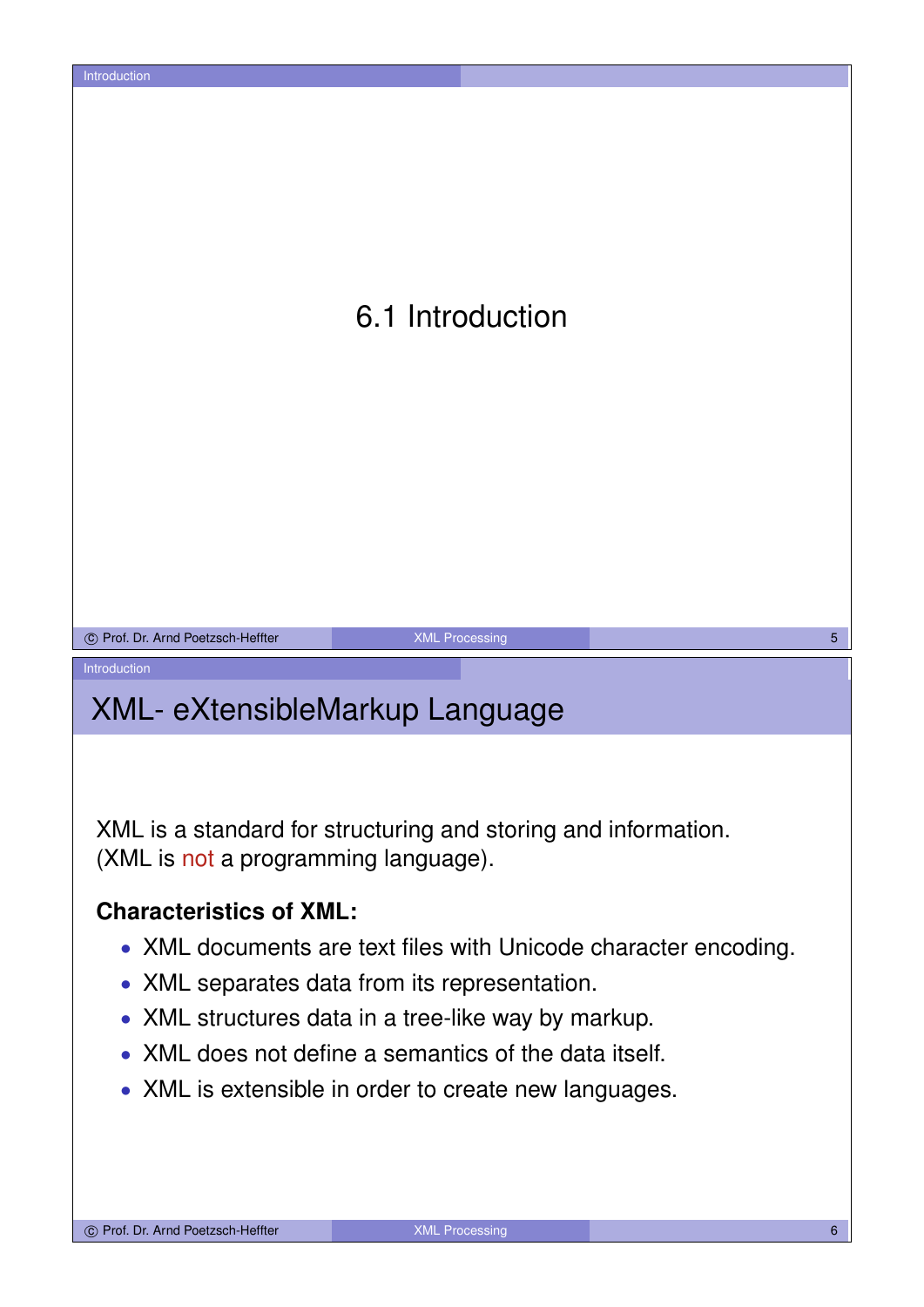# 6.1 Introduction

## XML- eXtensibleMarkup Language

XML is a standard for structuring and storing and information.
(XML is not a programming language).

**Characteristics of XML:**

- XML documents are text files with Unicode character encoding.
- XML separates data from its representation.
- XML structures data in a tree-like way by markup.
- XML does not define a semantics of the data itself.
- XML is extensible in order to create new languages.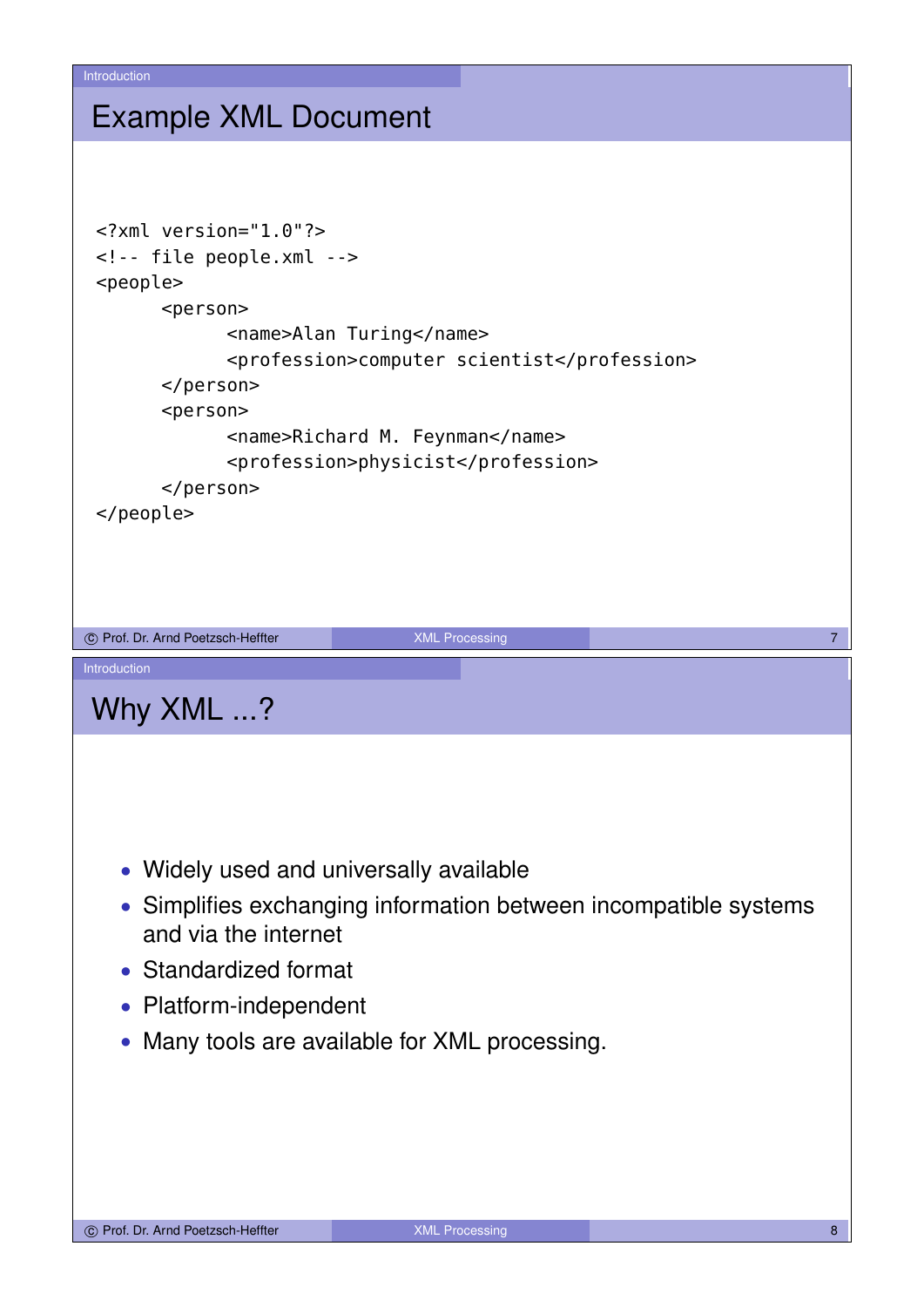## Example XML Document

```
<?xml version="1.0"?>
<!-- file people.xml -->
<people>
      <person>
            <name>Alan Turing</name>
            <profession>computer scientist</profession>
      </person>
      <person>
            <name>Richard M. Feynman</name>
            <profession>physicist</profession>
      </person>
</people>
```

## Why XML ...?

- Widely used and universally available
- Simplifies exchanging information between incompatible systems and via the internet
- Standardized format
- Platform-independent
- Many tools are available for XML processing.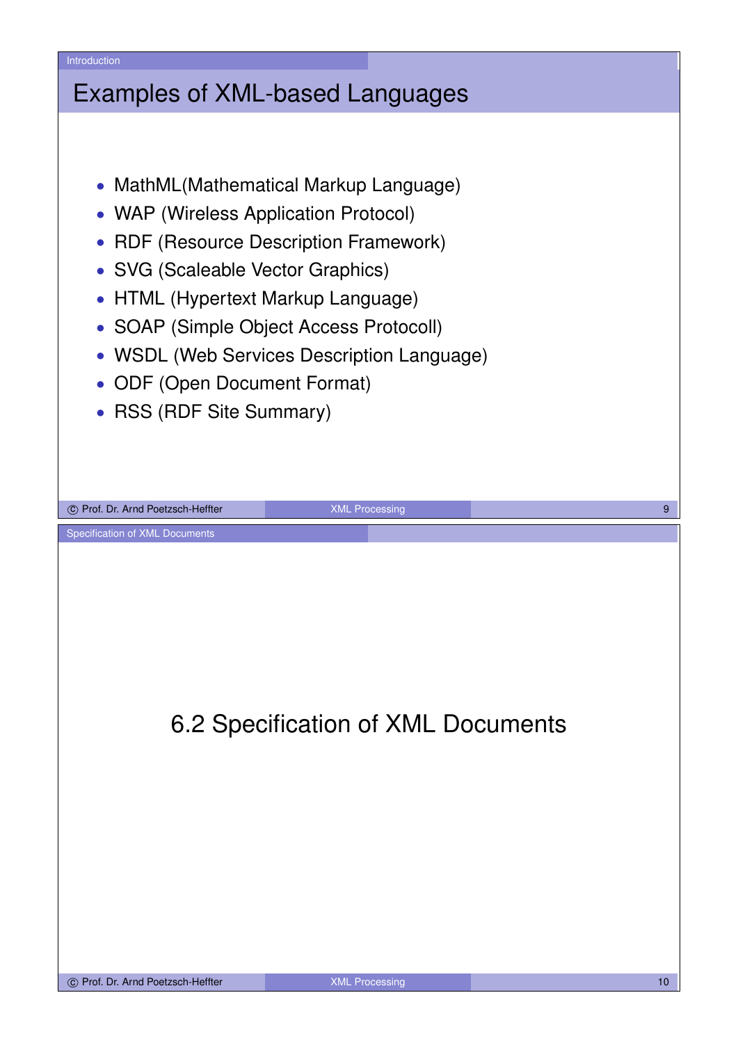## Examples of XML-based Languages

- MathML(Mathematical Markup Language)
- WAP (Wireless Application Protocol)
- RDF (Resource Description Framework)
- SVG (Scaleable Vector Graphics)
- HTML (Hypertext Markup Language)
- SOAP (Simple Object Access Protocoll)
- WSDL (Web Services Description Language)
- ODF (Open Document Format)
- RSS (RDF Site Summary)

# 6.2 Specification of XML Documents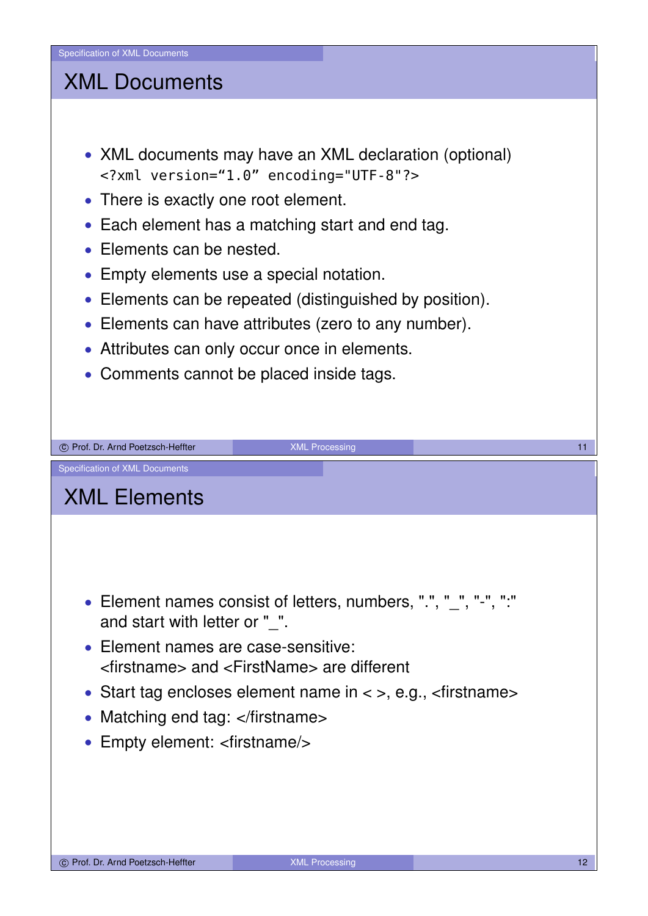## XML Documents

- XML documents may have an XML declaration (optional)
  `<?xml version=“1.0” encoding="UTF-8"?>`
- There is exactly one root element.
- Each element has a matching start and end tag.
- Elements can be nested.
- Empty elements use a special notation.
- Elements can be repeated (distinguished by position).
- Elements can have attributes (zero to any number).
- Attributes can only occur once in elements.
- Comments cannot be placed inside tags.

## XML Elements

- Element names consist of letters, numbers, ".", "_", "-", ":" and start with letter or "_".
- Element names are case-sensitive:
  <firstname> and <FirstName> are different
- Start tag encloses element name in < >, e.g., <firstname>
- Matching end tag: </firstname>
- Empty element: <firstname/>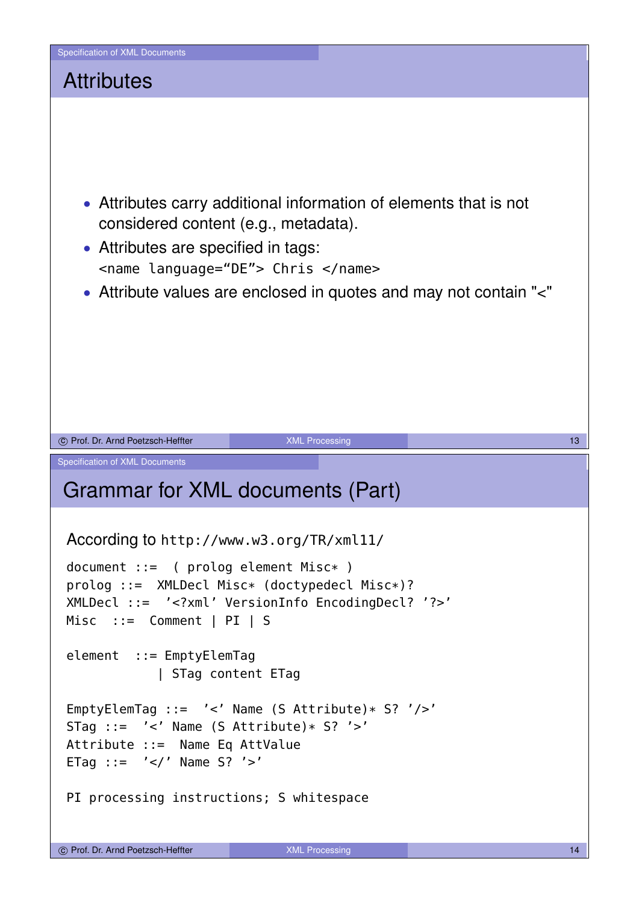## Attributes

- Attributes carry additional information of elements that is not considered content (e.g., metadata).
- Attributes are specified in tags:
  `<name language=“DE”> Chris </name>`
- Attribute values are enclosed in quotes and may not contain "<"

## Grammar for XML documents (Part)

According to `http://www.w3.org/TR/xml11/`

```
document ::=  ( prolog element Misc* )
prolog ::=  XMLDecl Misc* (doctypedecl Misc*)?
XMLDecl ::=  '<?xml' VersionInfo EncodingDecl? '?>'
Misc  ::=  Comment | PI | S

element  ::= EmptyElemTag
           | STag content ETag

EmptyElemTag ::=  '<' Name (S Attribute)* S? '/>'
STag ::=  '<' Name (S Attribute)* S? '>'
Attribute ::=  Name Eq AttValue
ETag ::=  '</' Name S? '>'

PI processing instructions; S whitespace
```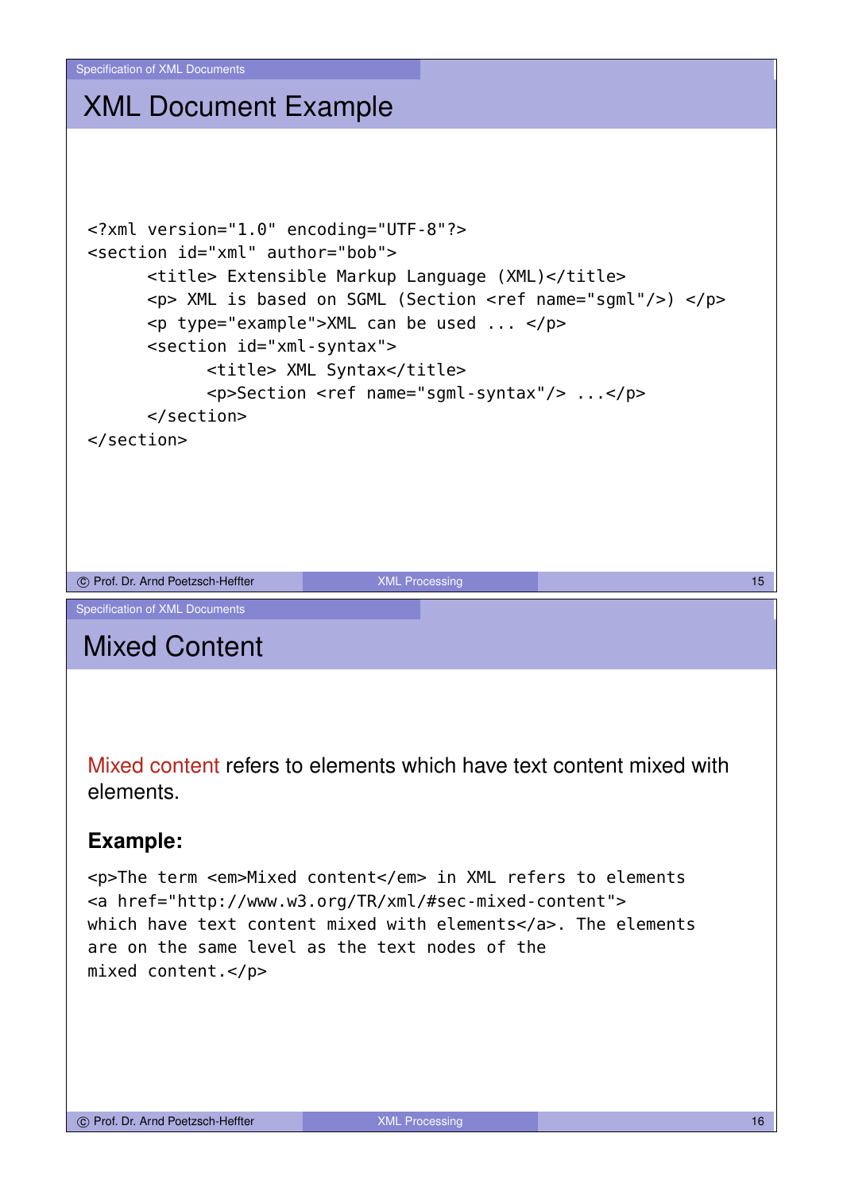## XML Document Example

```
<?xml version="1.0" encoding="UTF-8"?>
<section id="xml" author="bob">
      <title> Extensible Markup Language (XML)</title>
      <p> XML is based on SGML (Section <ref name="sgml"/>) </p>
      <p type="example">XML can be used ... </p>
      <section id="xml-syntax">
            <title> XML Syntax</title>
            <p>Section <ref name="sgml-syntax"/> ...</p>
      </section>
</section>
```

## Mixed Content

Mixed content refers to elements which have text content mixed with elements.

**Example:**

```
<p>The term <em>Mixed content</em> in XML refers to elements
<a href="http://www.w3.org/TR/xml/#sec-mixed-content">
which have text content mixed with elements</a>. The elements
are on the same level as the text nodes of the
mixed content.</p>
```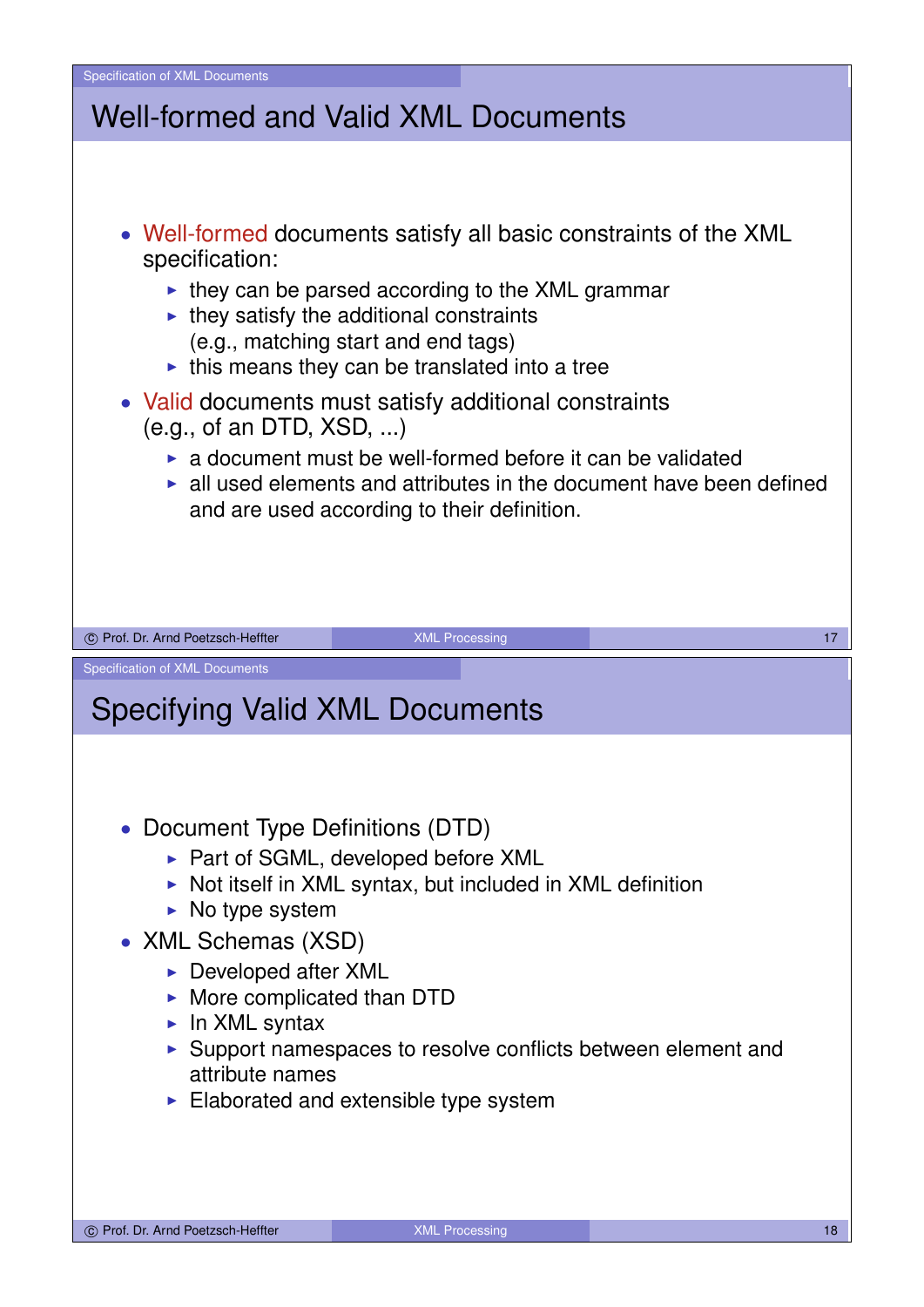## Well-formed and Valid XML Documents

- Well-formed documents satisfy all basic constraints of the XML specification:
  - they can be parsed according to the XML grammar
  - they satisfy the additional constraints (e.g., matching start and end tags)
  - this means they can be translated into a tree
- Valid documents must satisfy additional constraints (e.g., of an DTD, XSD, ...)
  - a document must be well-formed before it can be validated
  - all used elements and attributes in the document have been defined and are used according to their definition.

## Specifying Valid XML Documents

- Document Type Definitions (DTD)
  - Part of SGML, developed before XML
  - Not itself in XML syntax, but included in XML definition
  - No type system
- XML Schemas (XSD)
  - Developed after XML
  - More complicated than DTD
  - In XML syntax
  - Support namespaces to resolve conflicts between element and attribute names
  - Elaborated and extensible type system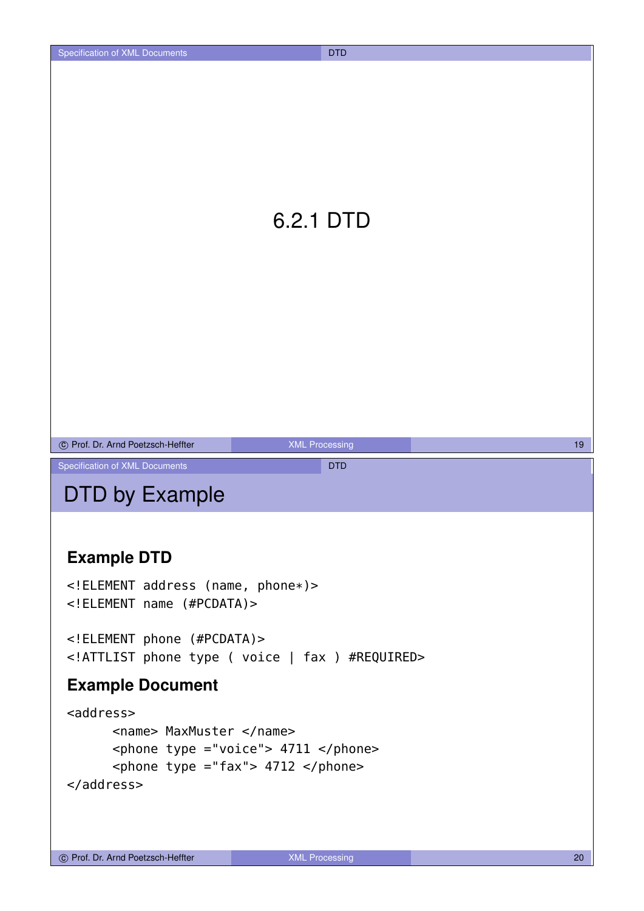# 6.2.1 DTD

## DTD by Example

### Example DTD

```
<!ELEMENT address (name, phone*)>
<!ELEMENT name (#PCDATA)>

<!ELEMENT phone (#PCDATA)>
<!ATTLIST phone type ( voice | fax ) #REQUIRED>
```

### Example Document

```
<address>
      <name> MaxMuster </name>
      <phone type ="voice"> 4711 </phone>
      <phone type ="fax"> 4712 </phone>
</address>
```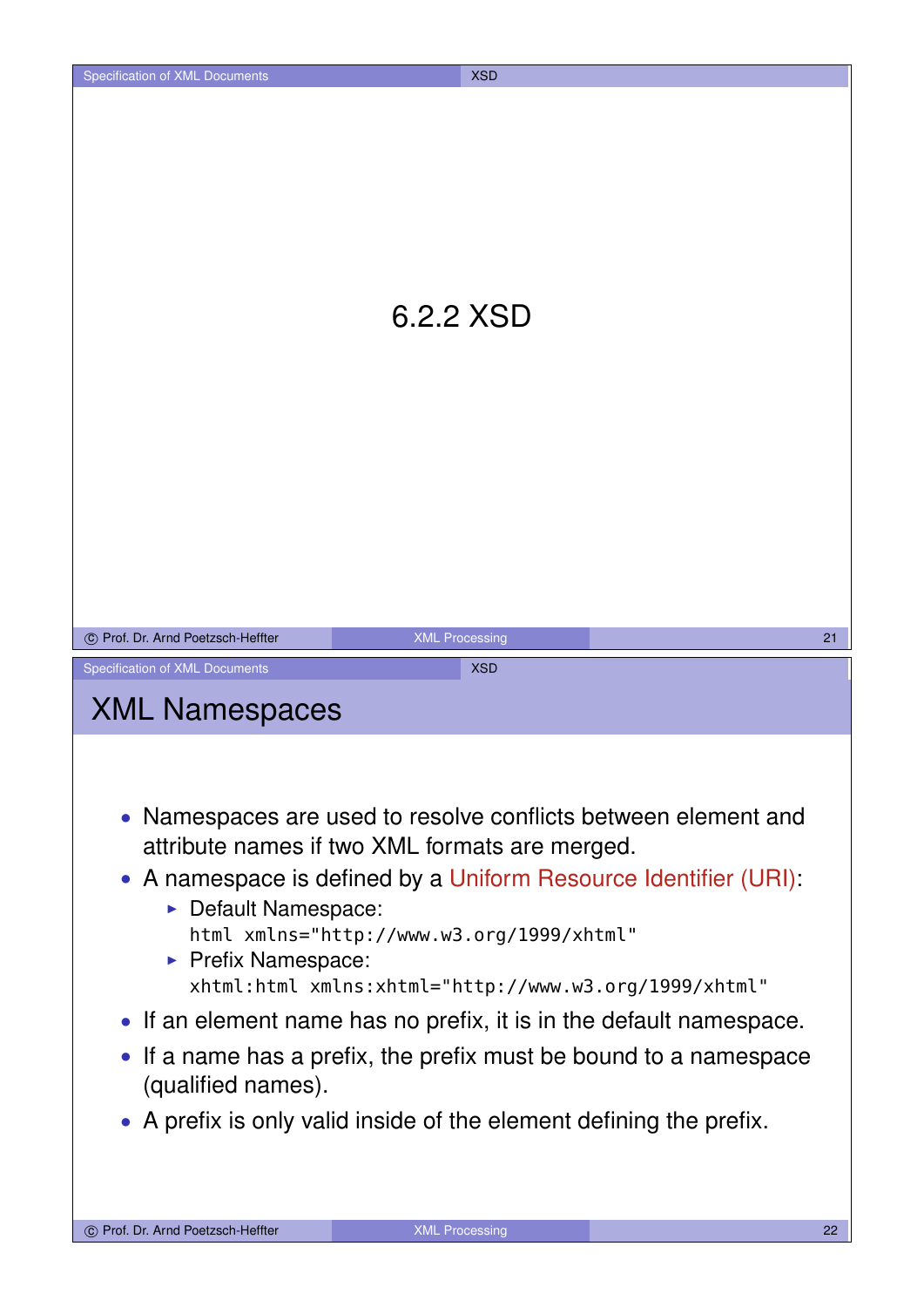# 6.2.2 XSD

## XML Namespaces

- Namespaces are used to resolve conflicts between element and attribute names if two XML formats are merged.
- A namespace is defined by a Uniform Resource Identifier (URI):
  - Default Namespace:
    `html xmlns="http://www.w3.org/1999/xhtml"`
  - Prefix Namespace:
    `xhtml:html xmlns:xhtml="http://www.w3.org/1999/xhtml"`
- If an element name has no prefix, it is in the default namespace.
- If a name has a prefix, the prefix must be bound to a namespace (qualified names).
- A prefix is only valid inside of the element defining the prefix.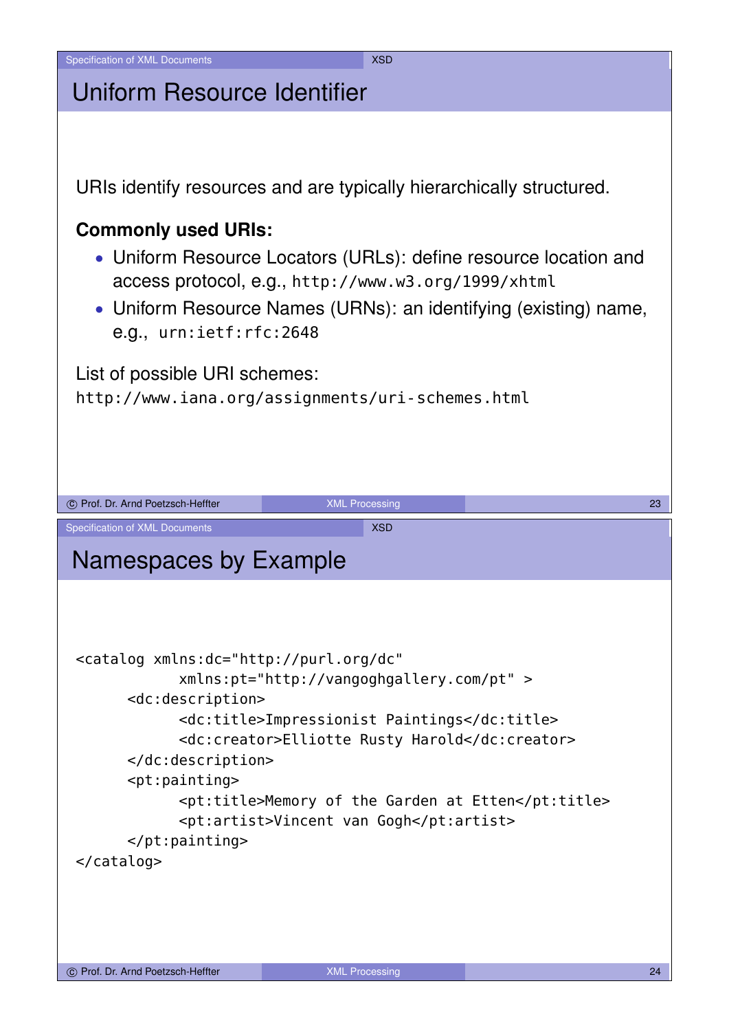# Uniform Resource Identifier

URIs identify resources and are typically hierarchically structured.

**Commonly used URIs:**

- Uniform Resource Locators (URLs): define resource location and access protocol, e.g., `http://www.w3.org/1999/xhtml`
- Uniform Resource Names (URNs): an identifying (existing) name, e.g., `urn:ietf:rfc:2648`

List of possible URI schemes:
`http://www.iana.org/assignments/uri-schemes.html`

# Namespaces by Example

```
<catalog xmlns:dc="http://purl.org/dc"
            xmlns:pt="http://vangoghgallery.com/pt" >
      <dc:description>
            <dc:title>Impressionist Paintings</dc:title>
            <dc:creator>Elliotte Rusty Harold</dc:creator>
      </dc:description>
      <pt:painting>
            <pt:title>Memory of the Garden at Etten</pt:title>
            <pt:artist>Vincent van Gogh</pt:artist>
      </pt:painting>
</catalog>
```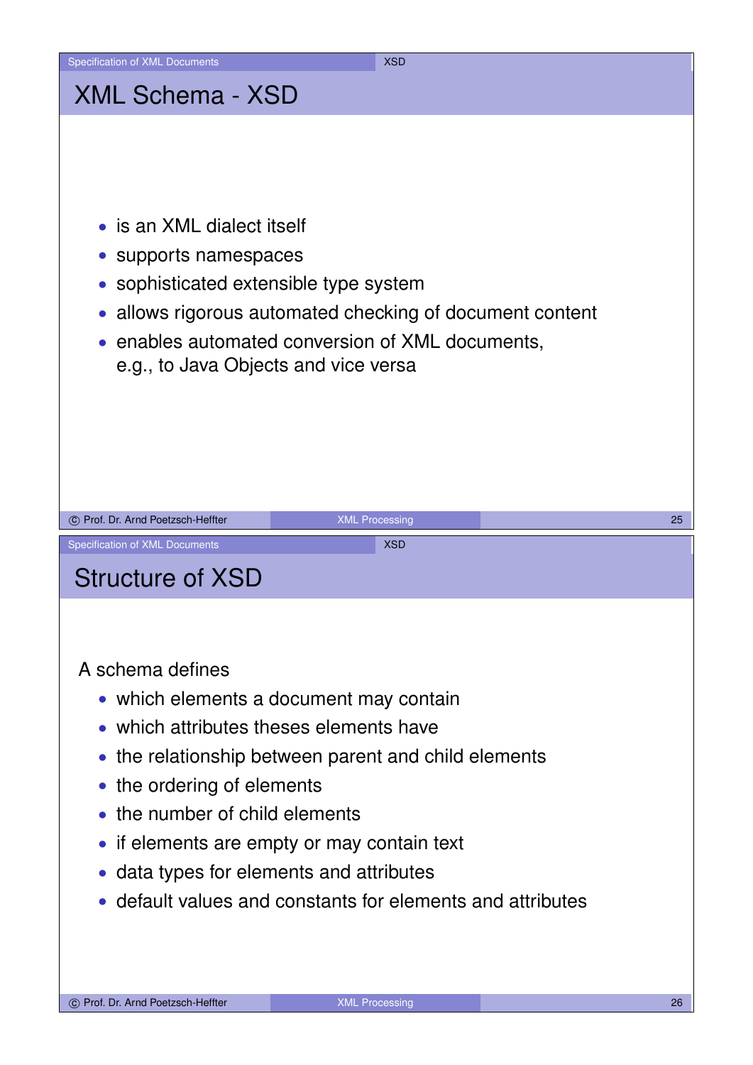# XML Schema - XSD

- is an XML dialect itself
- supports namespaces
- sophisticated extensible type system
- allows rigorous automated checking of document content
- enables automated conversion of XML documents, e.g., to Java Objects and vice versa

# Structure of XSD

A schema defines

- which elements a document may contain
- which attributes theses elements have
- the relationship between parent and child elements
- the ordering of elements
- the number of child elements
- if elements are empty or may contain text
- data types for elements and attributes
- default values and constants for elements and attributes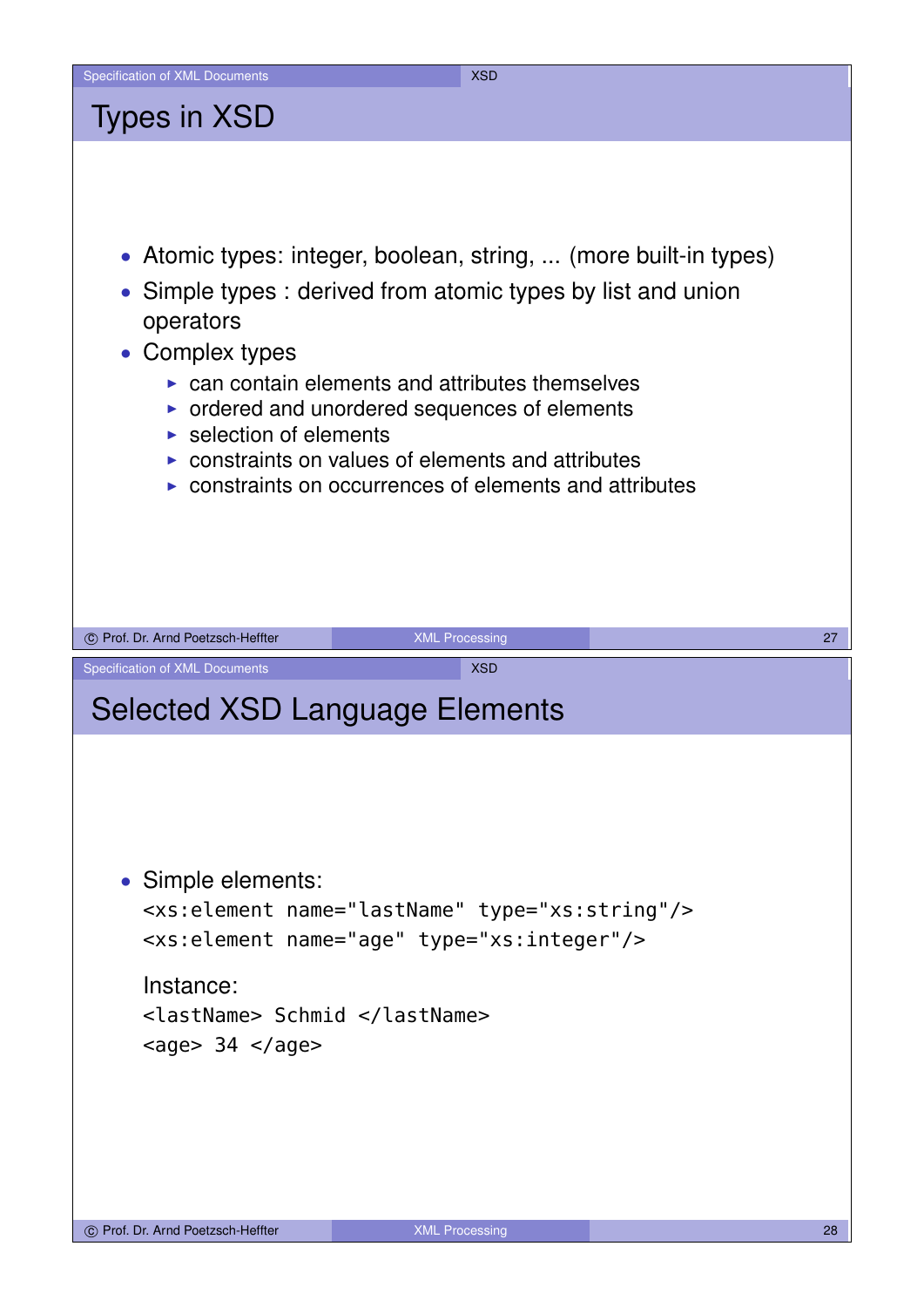# Types in XSD

- Atomic types: integer, boolean, string, ... (more built-in types)
- Simple types : derived from atomic types by list and union operators
- Complex types
  - can contain elements and attributes themselves
  - ordered and unordered sequences of elements
  - selection of elements
  - constraints on values of elements and attributes
  - constraints on occurrences of elements and attributes

# Selected XSD Language Elements

- Simple elements:

  ```
  <xs:element name="lastName" type="xs:string"/>
  <xs:element name="age" type="xs:integer"/>
  ```

  Instance:

  ```
  <lastName> Schmid </lastName>
  <age> 34 </age>
  ```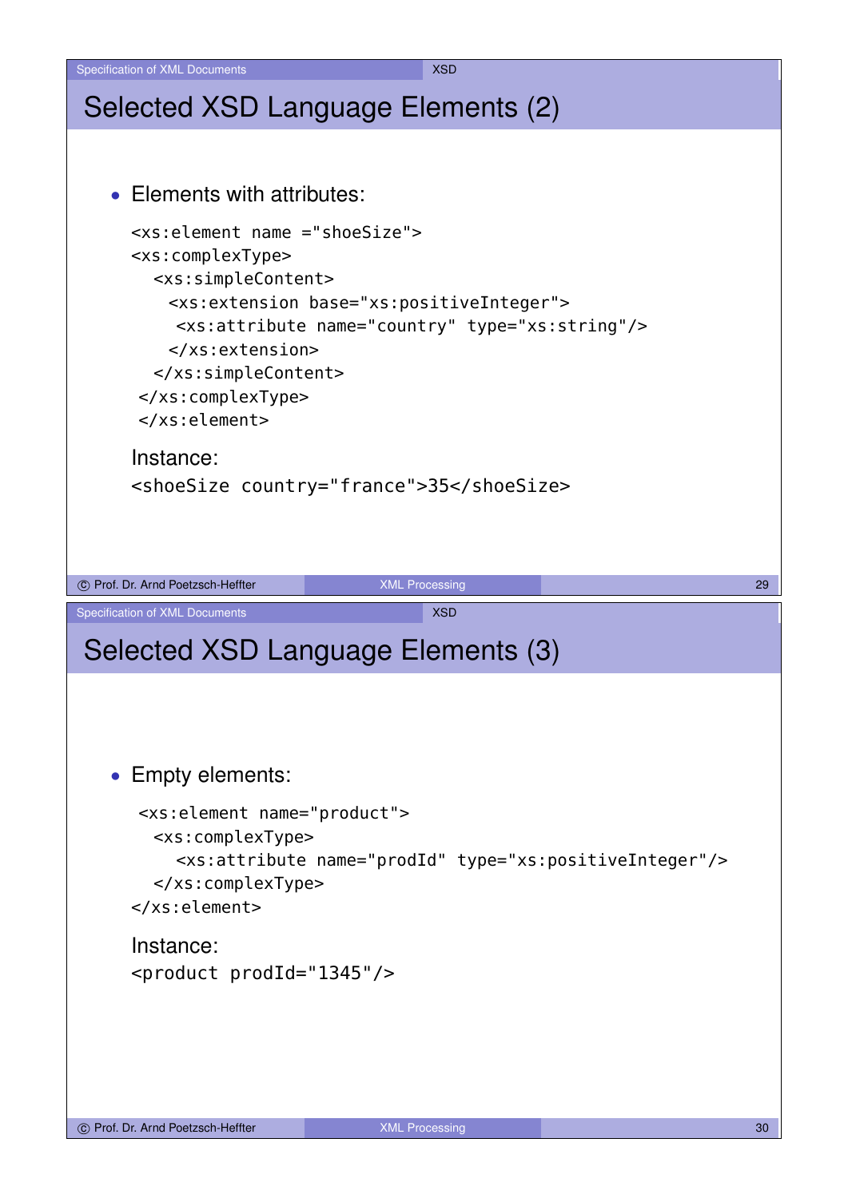# Selected XSD Language Elements (2)

- Elements with attributes:

```
<xs:element name ="shoeSize">
<xs:complexType>
  <xs:simpleContent>
    <xs:extension base="xs:positiveInteger">
     <xs:attribute name="country" type="xs:string"/>
    </xs:extension>
  </xs:simpleContent>
 </xs:complexType>
 </xs:element>
```

Instance:

```
<shoeSize country="france">35</shoeSize>
```

# Selected XSD Language Elements (3)

- Empty elements:

```
 <xs:element name="product">
  <xs:complexType>
     <xs:attribute name="prodId" type="xs:positiveInteger"/>
  </xs:complexType>
</xs:element>
```

Instance:

```
<product prodId="1345"/>
```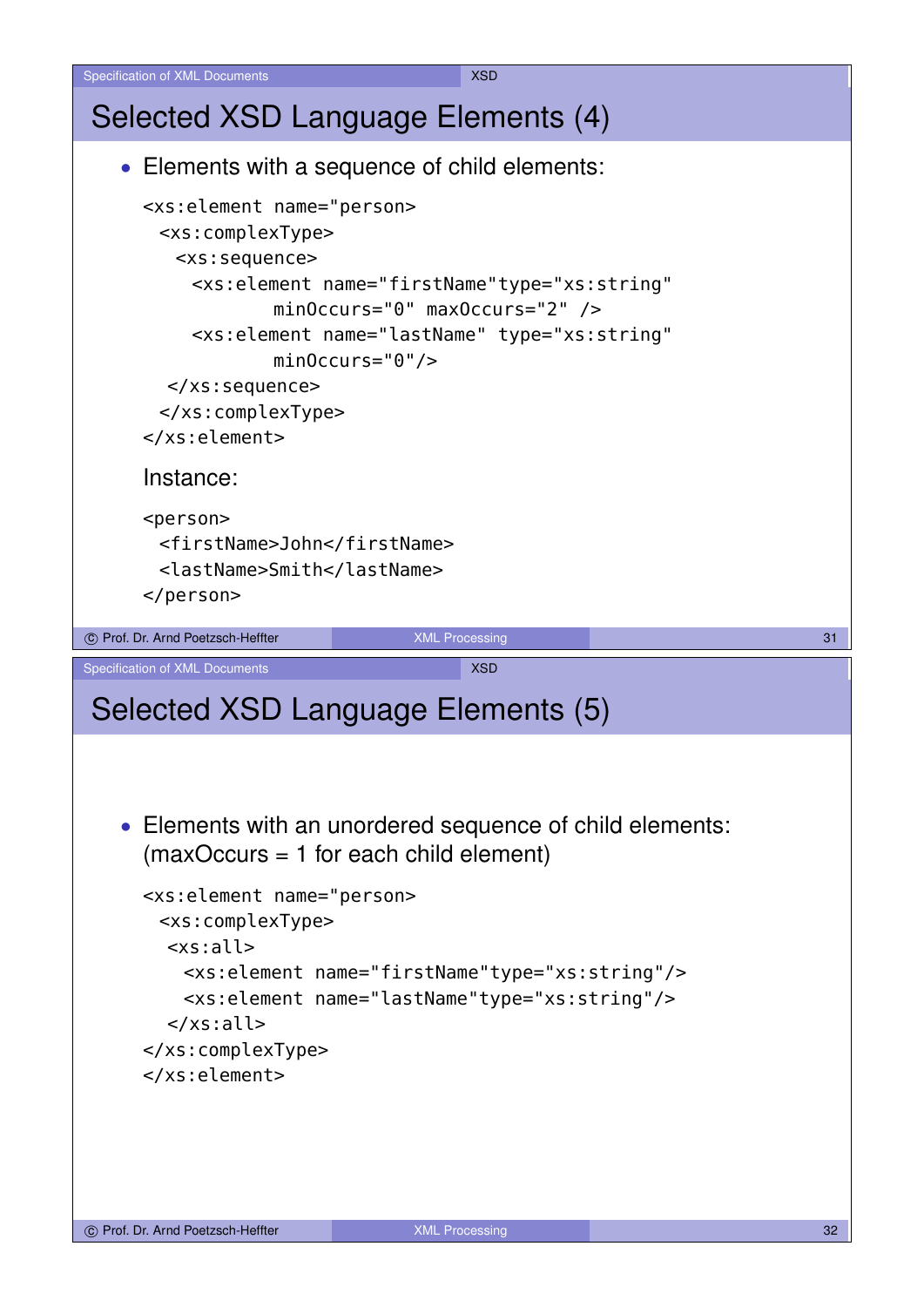## Selected XSD Language Elements (4)

- Elements with a sequence of child elements:

```
<xs:element name="person>
  <xs:complexType>
   <xs:sequence>
     <xs:element name="firstName"type="xs:string"
             minOccurs="0" maxOccurs="2" />
     <xs:element name="lastName" type="xs:string"
             minOccurs="0"/>
  </xs:sequence>
  </xs:complexType>
</xs:element>
```

Instance:

```
<person>
  <firstName>John</firstName>
  <lastName>Smith</lastName>
</person>
```

## Selected XSD Language Elements (5)

- Elements with an unordered sequence of child elements: (maxOccurs = 1 for each child element)

```
<xs:element name="person>
  <xs:complexType>
   <xs:all>
     <xs:element name="firstName"type="xs:string"/>
     <xs:element name="lastName"type="xs:string"/>
   </xs:all>
</xs:complexType>
</xs:element>
```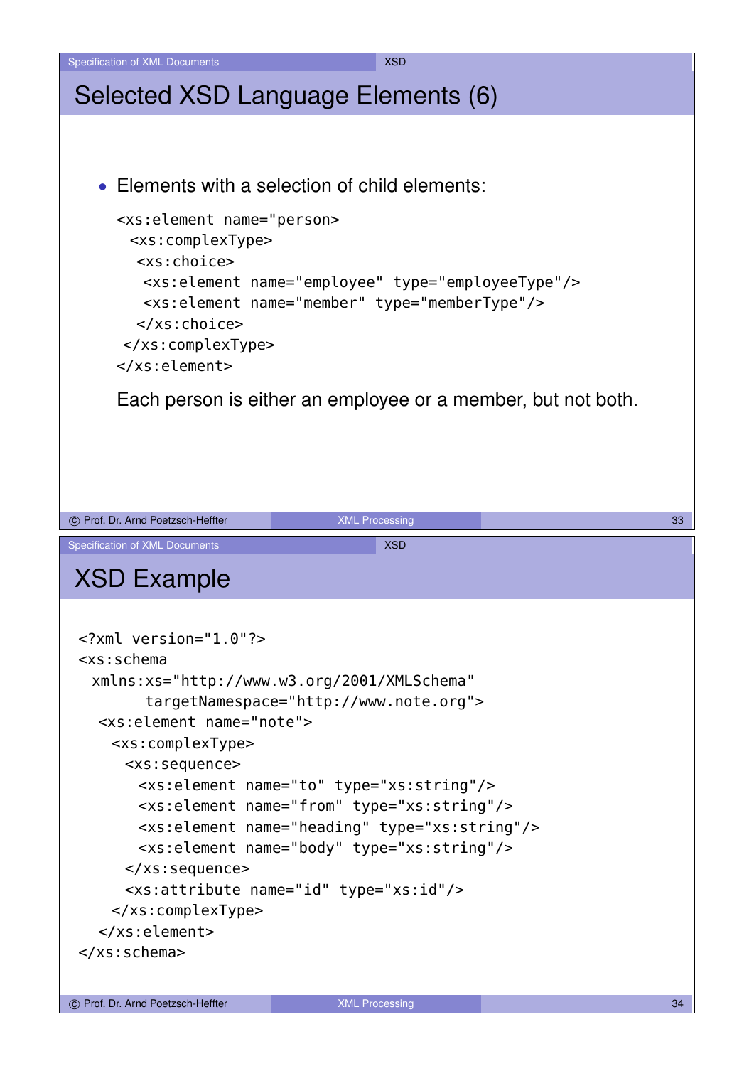# Selected XSD Language Elements (6)

- Elements with a selection of child elements:

```
<xs:element name="person">
 <xs:complexType>
  <xs:choice>
   <xs:element name="employee" type="employeeType"/>
   <xs:element name="member" type="memberType"/>
  </xs:choice>
 </xs:complexType>
</xs:element>
```

Each person is either an employee or a member, but not both.

# XSD Example

```
<?xml version="1.0"?>
<xs:schema
  xmlns:xs="http://www.w3.org/2001/XMLSchema"
        targetNamespace="http://www.note.org">
   <xs:element name="note">
     <xs:complexType>
       <xs:sequence>
         <xs:element name="to" type="xs:string"/>
         <xs:element name="from" type="xs:string"/>
         <xs:element name="heading" type="xs:string"/>
         <xs:element name="body" type="xs:string"/>
       </xs:sequence>
       <xs:attribute name="id" type="xs:id"/>
     </xs:complexType>
   </xs:element>
</xs:schema>
```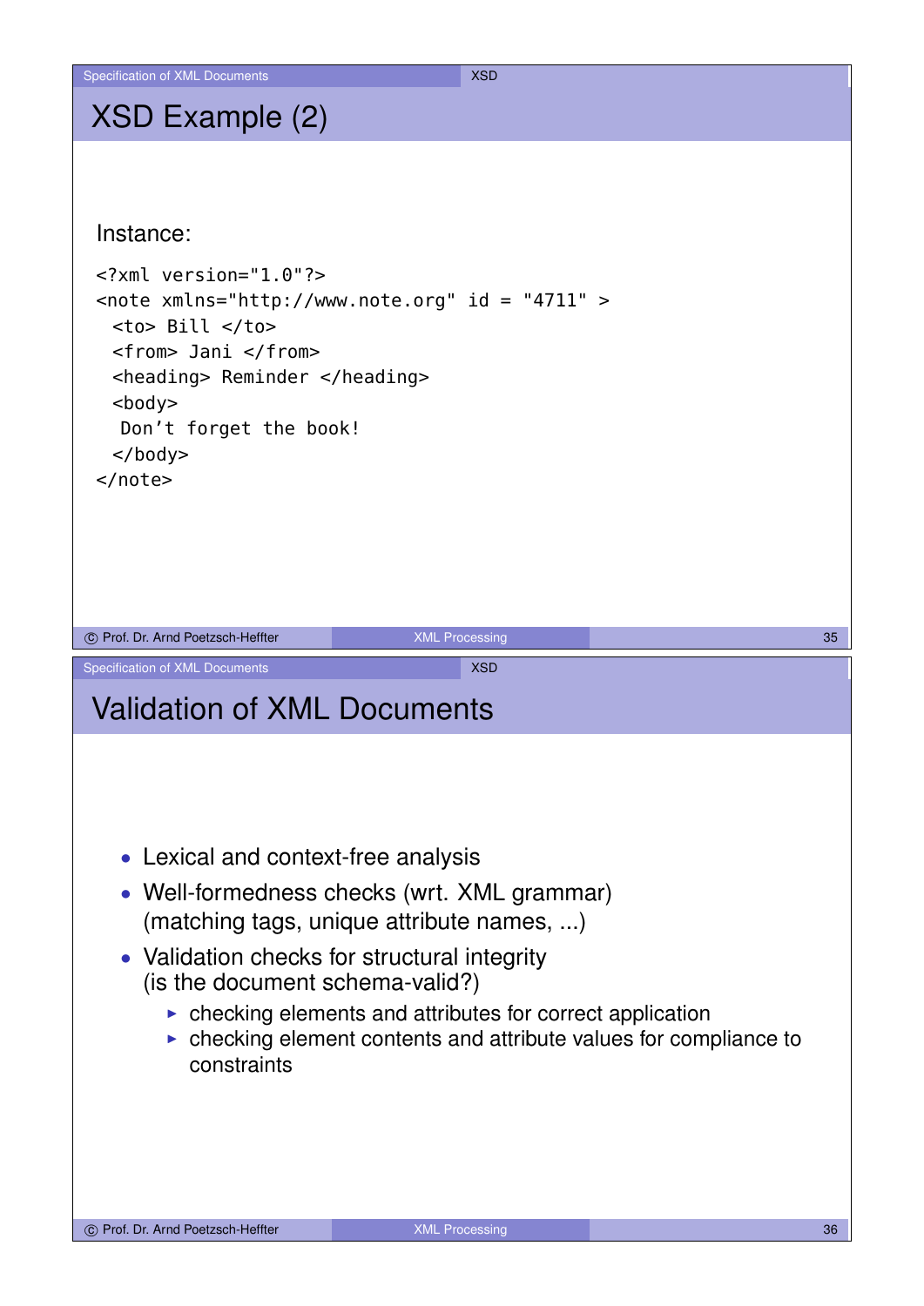# XSD Example (2)

Instance:

```
<?xml version="1.0"?>
<note xmlns="http://www.note.org" id = "4711" >
  <to> Bill </to>
  <from> Jani </from>
  <heading> Reminder </heading>
  <body>
   Don't forget the book!
  </body>
</note>
```

# Validation of XML Documents

- Lexical and context-free analysis
- Well-formedness checks (wrt. XML grammar) (matching tags, unique attribute names, ...)
- Validation checks for structural integrity (is the document schema-valid?)
  - checking elements and attributes for correct application
  - checking element contents and attribute values for compliance to constraints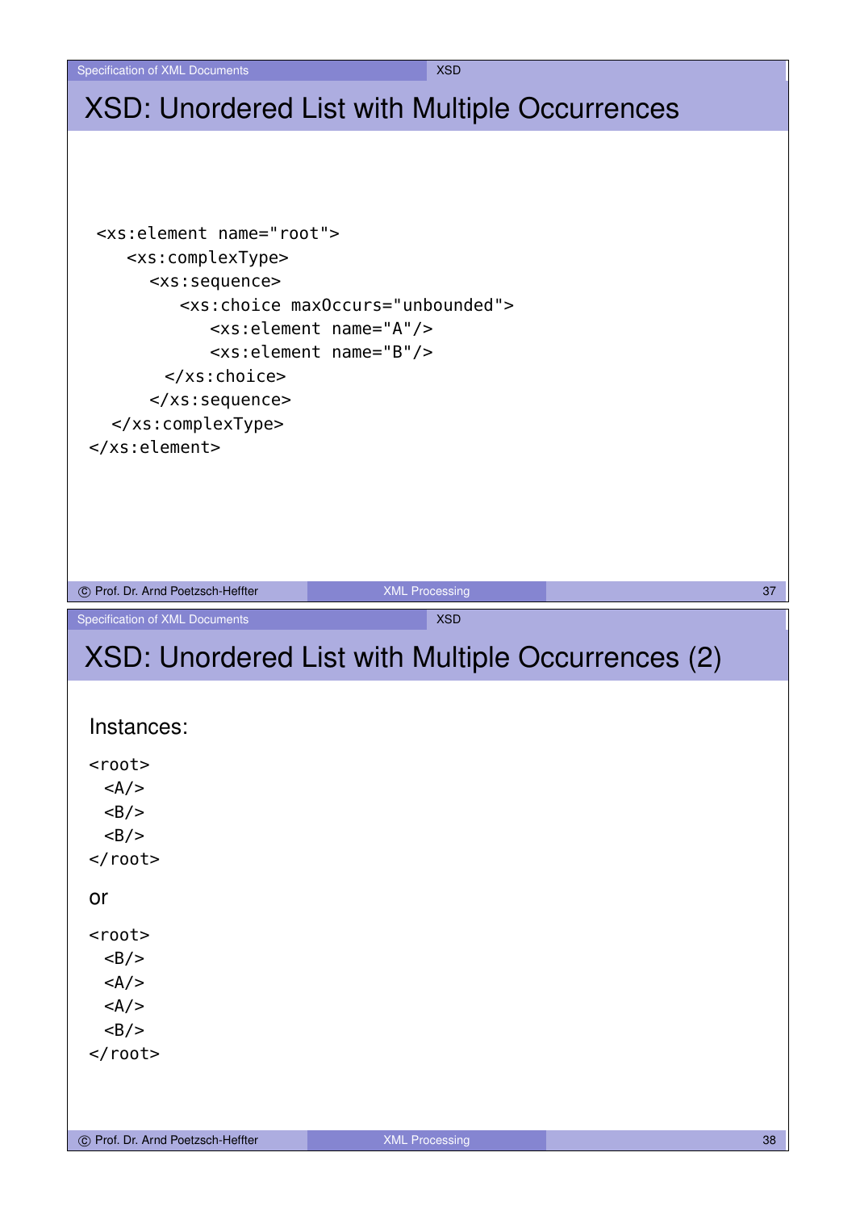# XSD: Unordered List with Multiple Occurrences

```
<xs:element name="root">
   <xs:complexType>
     <xs:sequence>
        <xs:choice maxOccurs="unbounded">
           <xs:element name="A"/>
           <xs:element name="B"/>
        </xs:choice>
     </xs:sequence>
  </xs:complexType>
</xs:element>
```

# XSD: Unordered List with Multiple Occurrences (2)

Instances:

```
<root>
  <A/>
  <B/>
  <B/>
</root>
```

or

```
<root>
  <B/>
  <A/>
  <A/>
  <B/>
</root>
```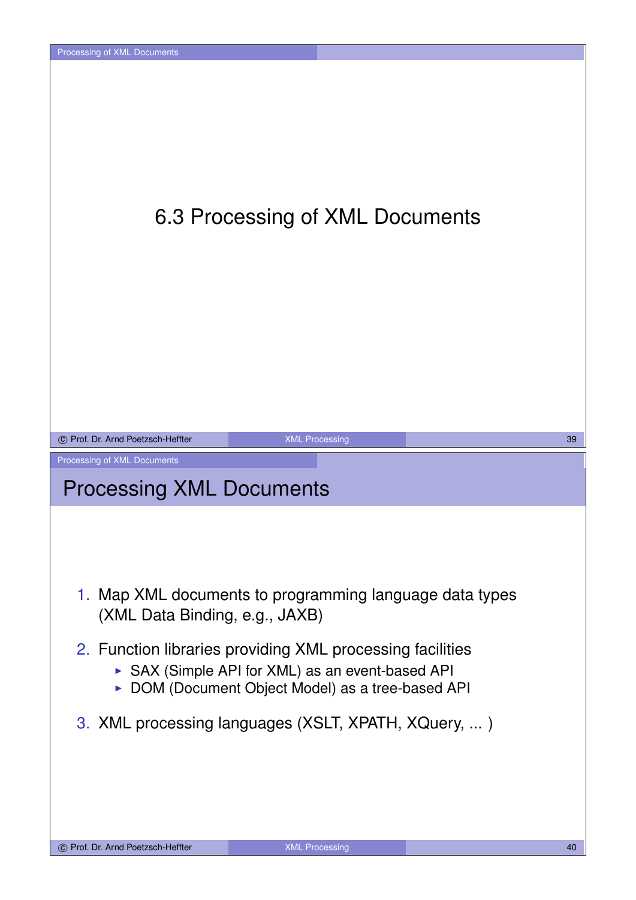# 6.3 Processing of XML Documents

## Processing XML Documents

1. Map XML documents to programming language data types (XML Data Binding, e.g., JAXB)
2. Function libraries providing XML processing facilities
   - SAX (Simple API for XML) as an event-based API
   - DOM (Document Object Model) as a tree-based API
3. XML processing languages (XSLT, XPATH, XQuery, ... )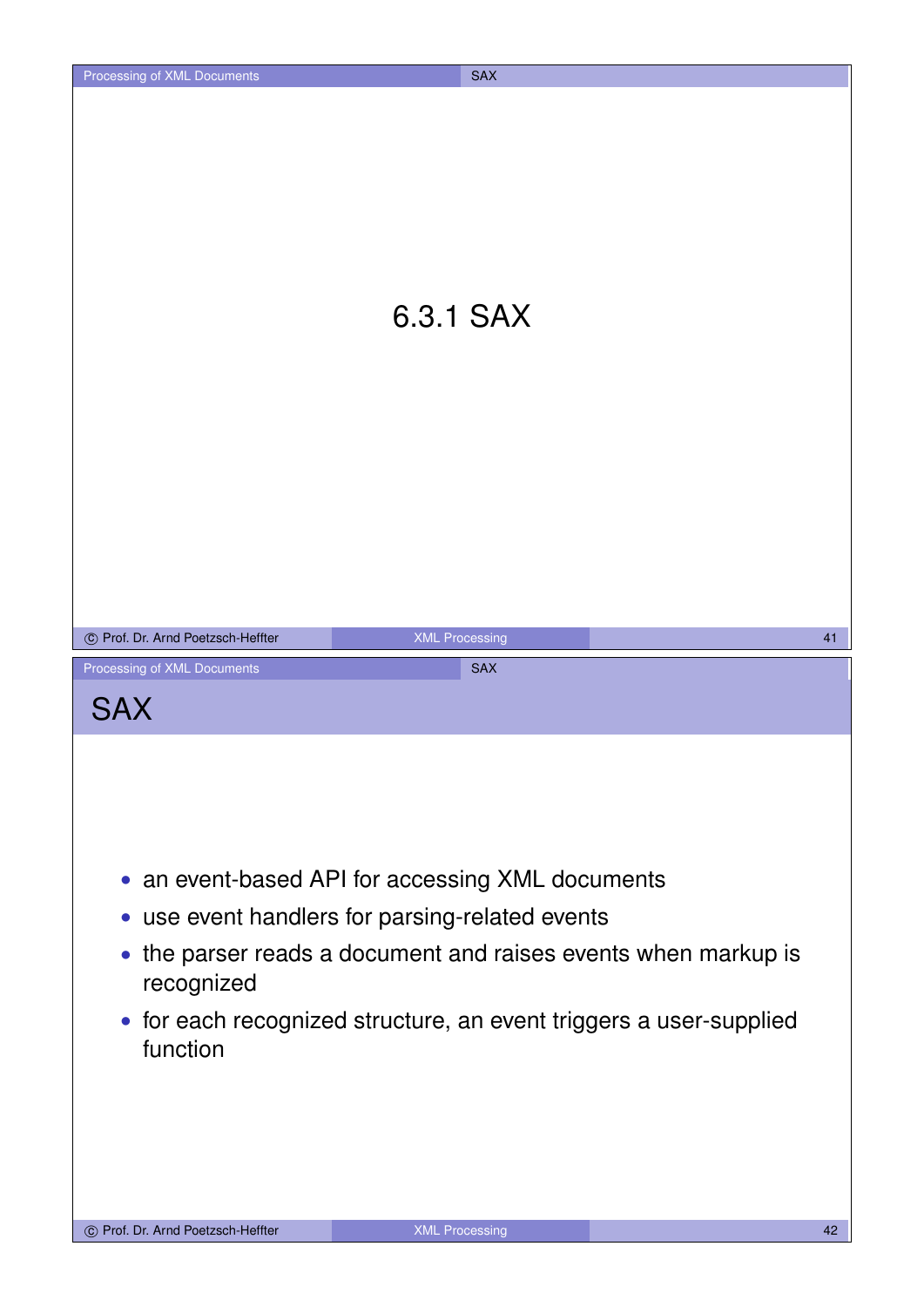# 6.3.1 SAX

## SAX

- an event-based API for accessing XML documents
- use event handlers for parsing-related events
- the parser reads a document and raises events when markup is recognized
- for each recognized structure, an event triggers a user-supplied function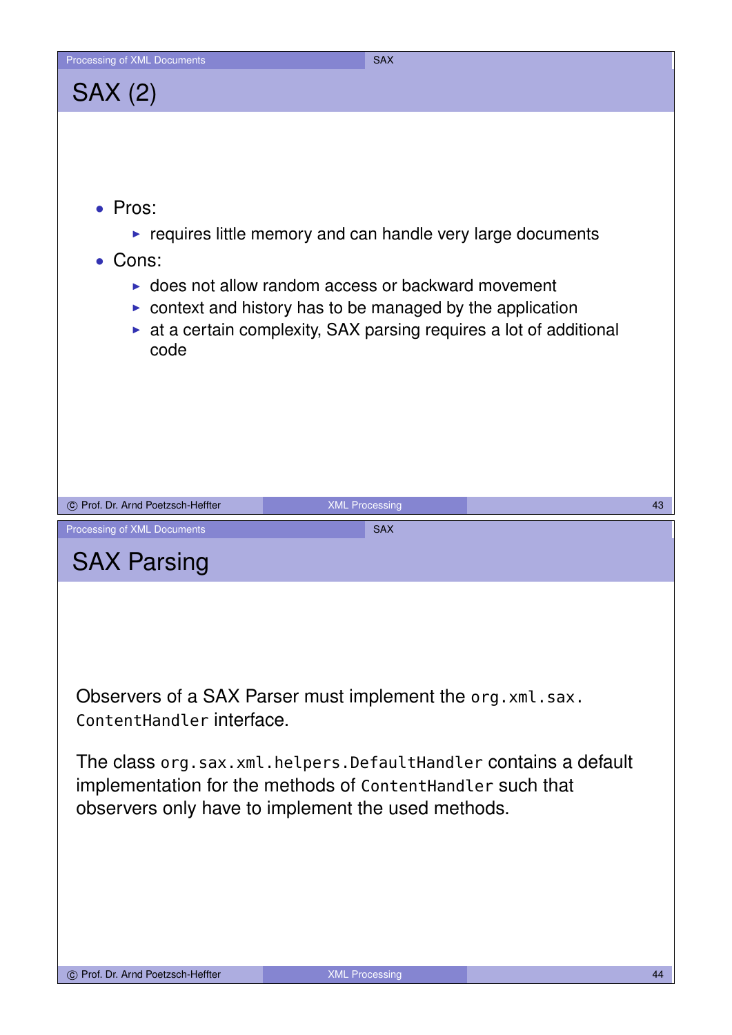## SAX (2)

- Pros:
  - requires little memory and can handle very large documents
- Cons:
  - does not allow random access or backward movement
  - context and history has to be managed by the application
  - at a certain complexity, SAX parsing requires a lot of additional code

## SAX Parsing

Observers of a SAX Parser must implement the `org.xml.sax.ContentHandler` interface.

The class `org.sax.xml.helpers.DefaultHandler` contains a default implementation for the methods of `ContentHandler` such that observers only have to implement the used methods.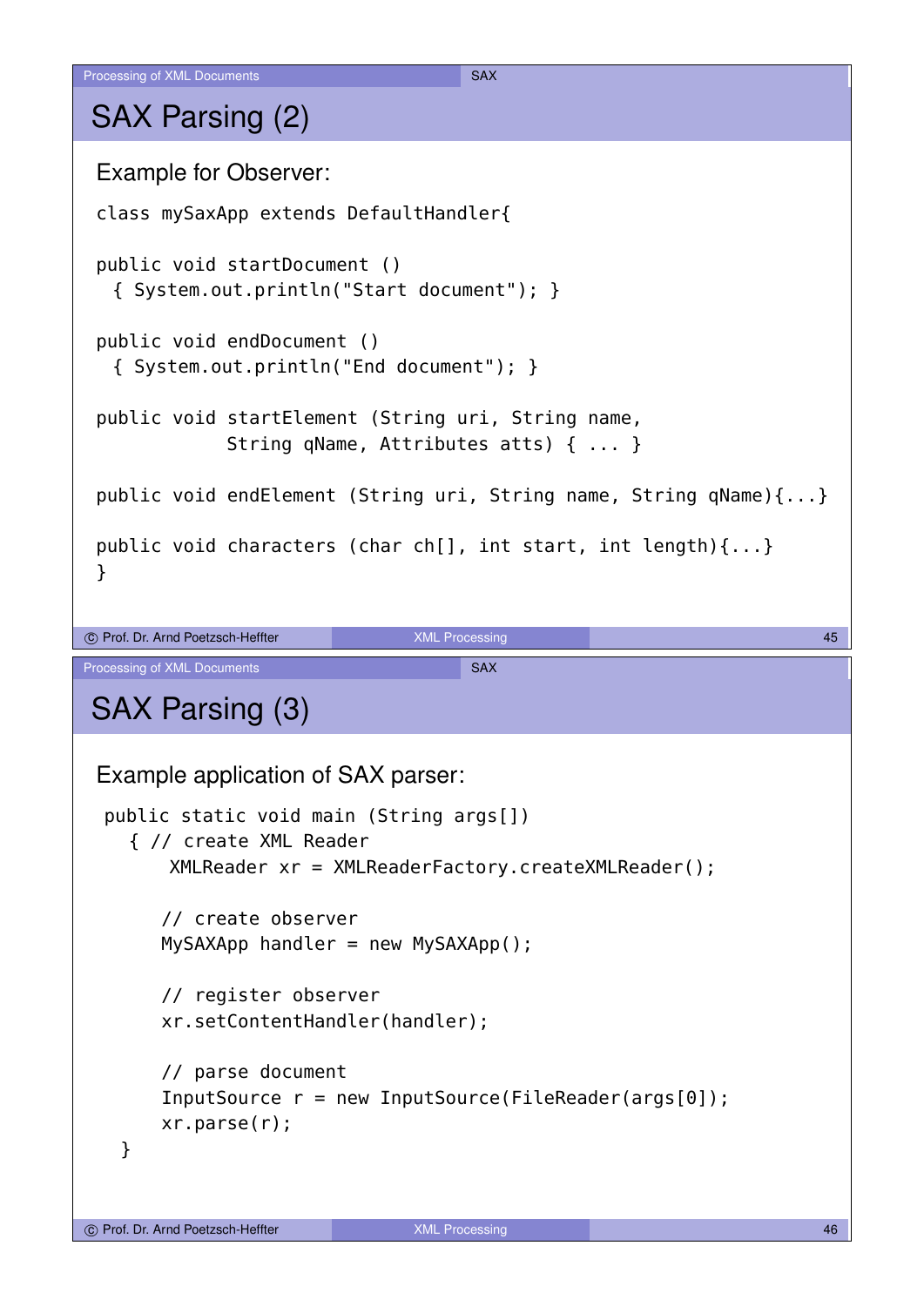# SAX Parsing (2)

Example for Observer:

```
class mySaxApp extends DefaultHandler{

public void startDocument ()
  { System.out.println("Start document"); }

public void endDocument ()
  { System.out.println("End document"); }

public void startElement (String uri, String name,
            String qName, Attributes atts) { ... }

public void endElement (String uri, String name, String qName){...}

public void characters (char ch[], int start, int length){...}
}
```

# SAX Parsing (3)

Example application of SAX parser:

```
public static void main (String args[])
  { // create XML Reader
      XMLReader xr = XMLReaderFactory.createXMLReader();

     // create observer
     MySAXApp handler = new MySAXApp();

     // register observer
     xr.setContentHandler(handler);

     // parse document
     InputSource r = new InputSource(FileReader(args[0]);
     xr.parse(r);
  }
```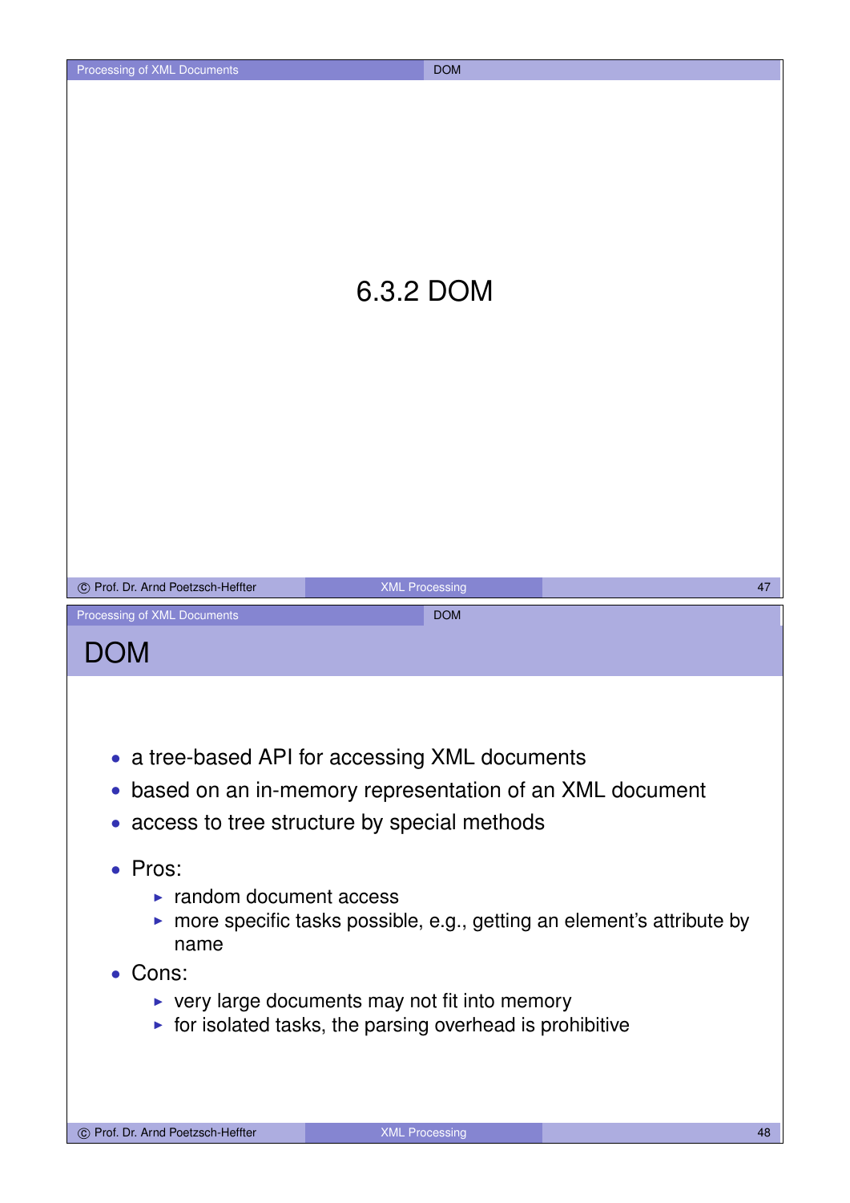# 6.3.2 DOM

## DOM

- a tree-based API for accessing XML documents
- based on an in-memory representation of an XML document
- access to tree structure by special methods
- Pros:
  - random document access
  - more specific tasks possible, e.g., getting an element's attribute by name
- Cons:
  - very large documents may not fit into memory
  - for isolated tasks, the parsing overhead is prohibitive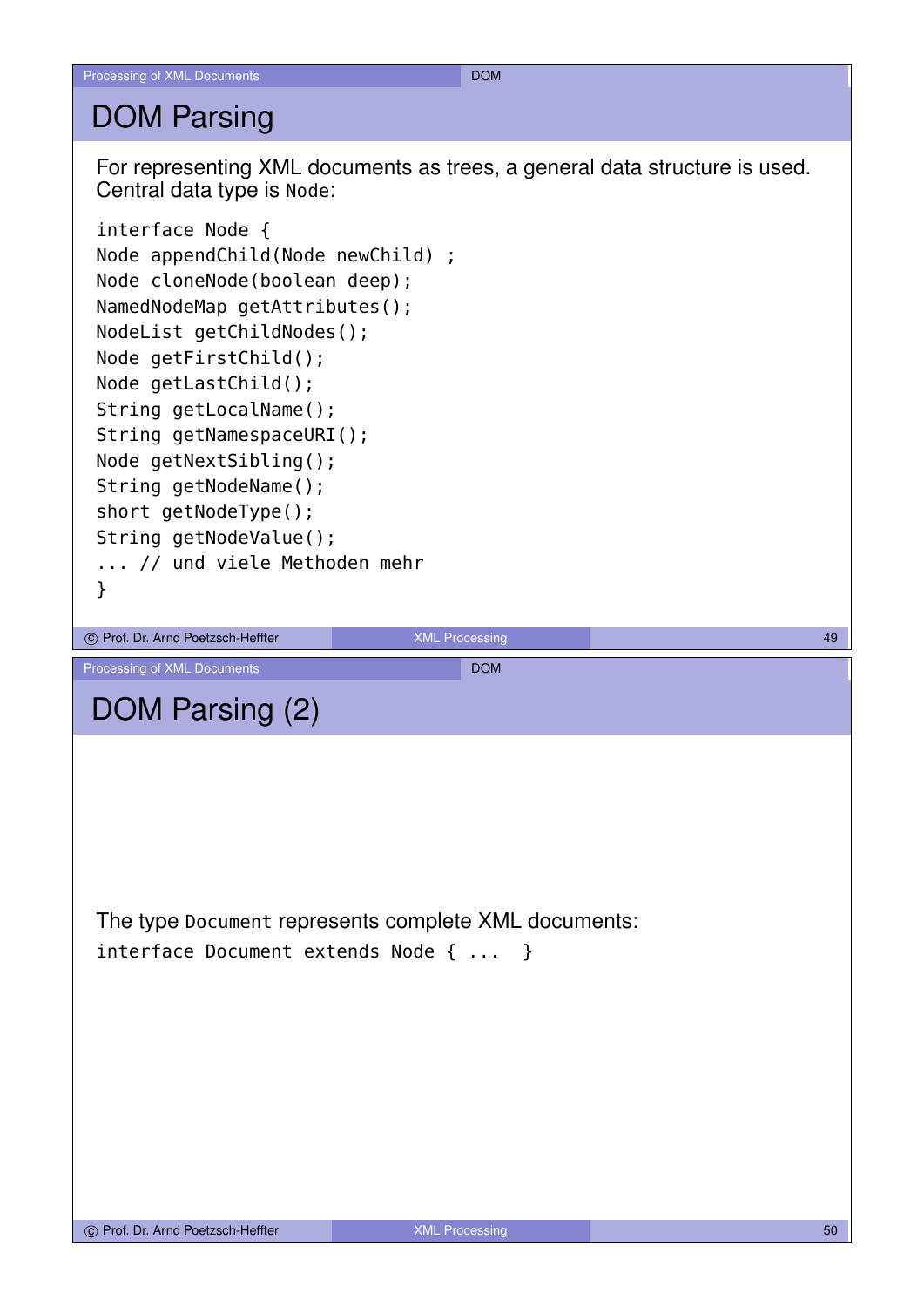## DOM Parsing

For representing XML documents as trees, a general data structure is used. Central data type is `Node`:

```
interface Node {
Node appendChild(Node newChild) ;
Node cloneNode(boolean deep);
NamedNodeMap getAttributes();
NodeList getChildNodes();
Node getFirstChild();
Node getLastChild();
String getLocalName();
String getNamespaceURI();
Node getNextSibling();
String getNodeName();
short getNodeType();
String getNodeValue();
... // und viele Methoden mehr
}
```

## DOM Parsing (2)

The type `Document` represents complete XML documents:

```
interface Document extends Node { ...  }
```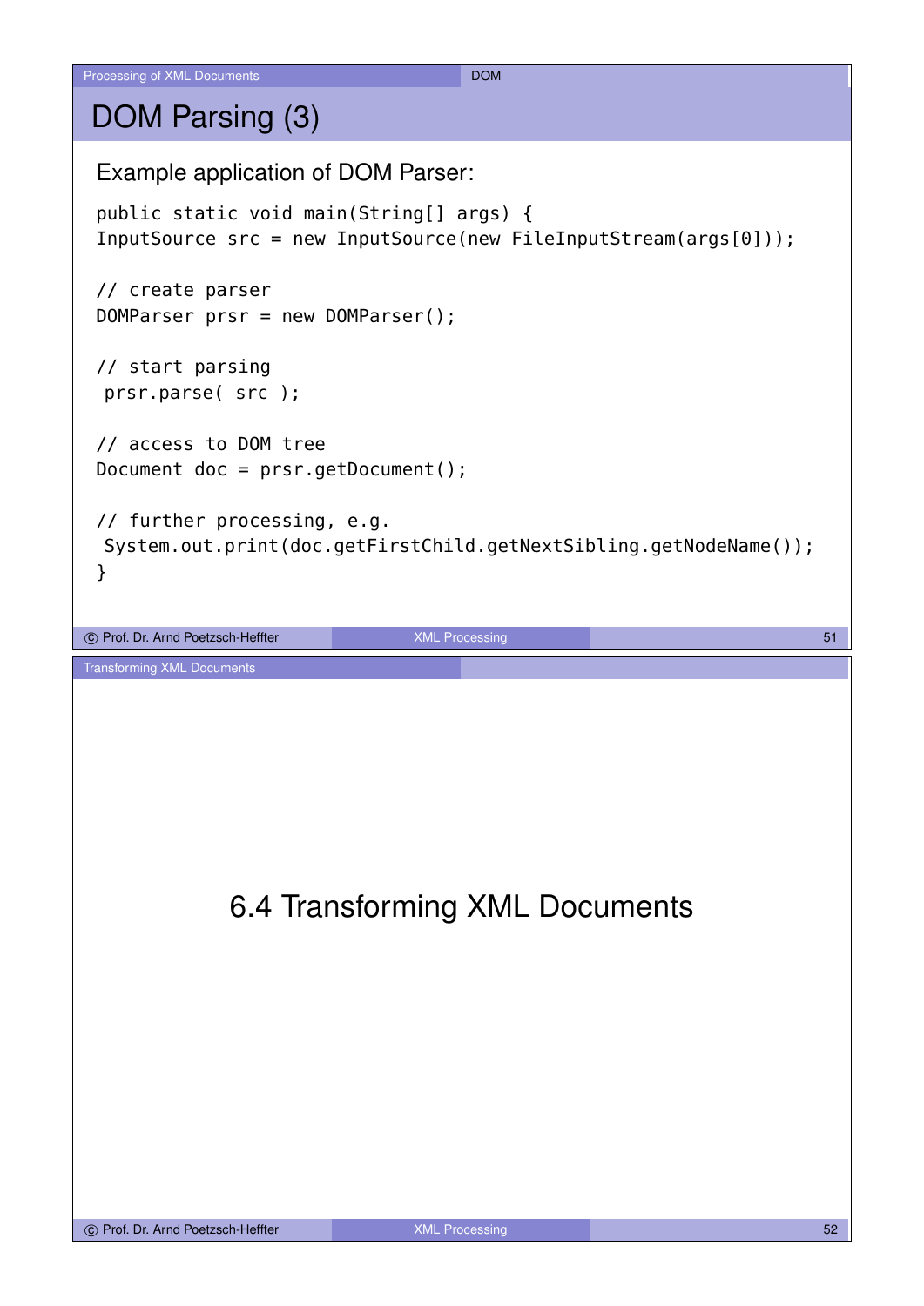# DOM Parsing (3)

Example application of DOM Parser:

```
public static void main(String[] args) {
InputSource src = new InputSource(new FileInputStream(args[0]));

// create parser
DOMParser prsr = new DOMParser();

// start parsing
 prsr.parse( src );

// access to DOM tree
Document doc = prsr.getDocument();

// further processing, e.g.
 System.out.print(doc.getFirstChild.getNextSibling.getNodeName());
}
```

# 6.4 Transforming XML Documents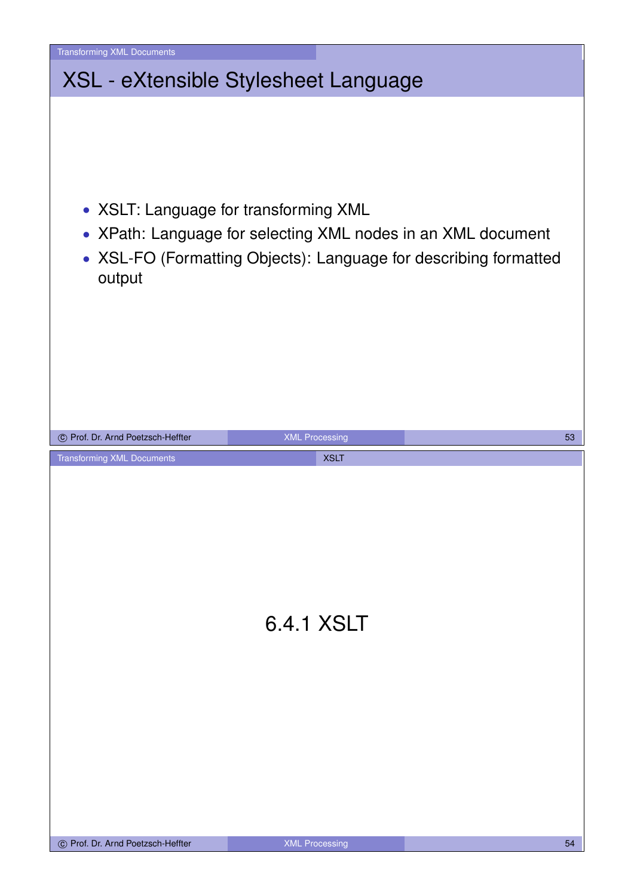## XSL - eXtensible Stylesheet Language

- XSLT: Language for transforming XML
- XPath: Language for selecting XML nodes in an XML document
- XSL-FO (Formatting Objects): Language for describing formatted output

# 6.4.1 XSLT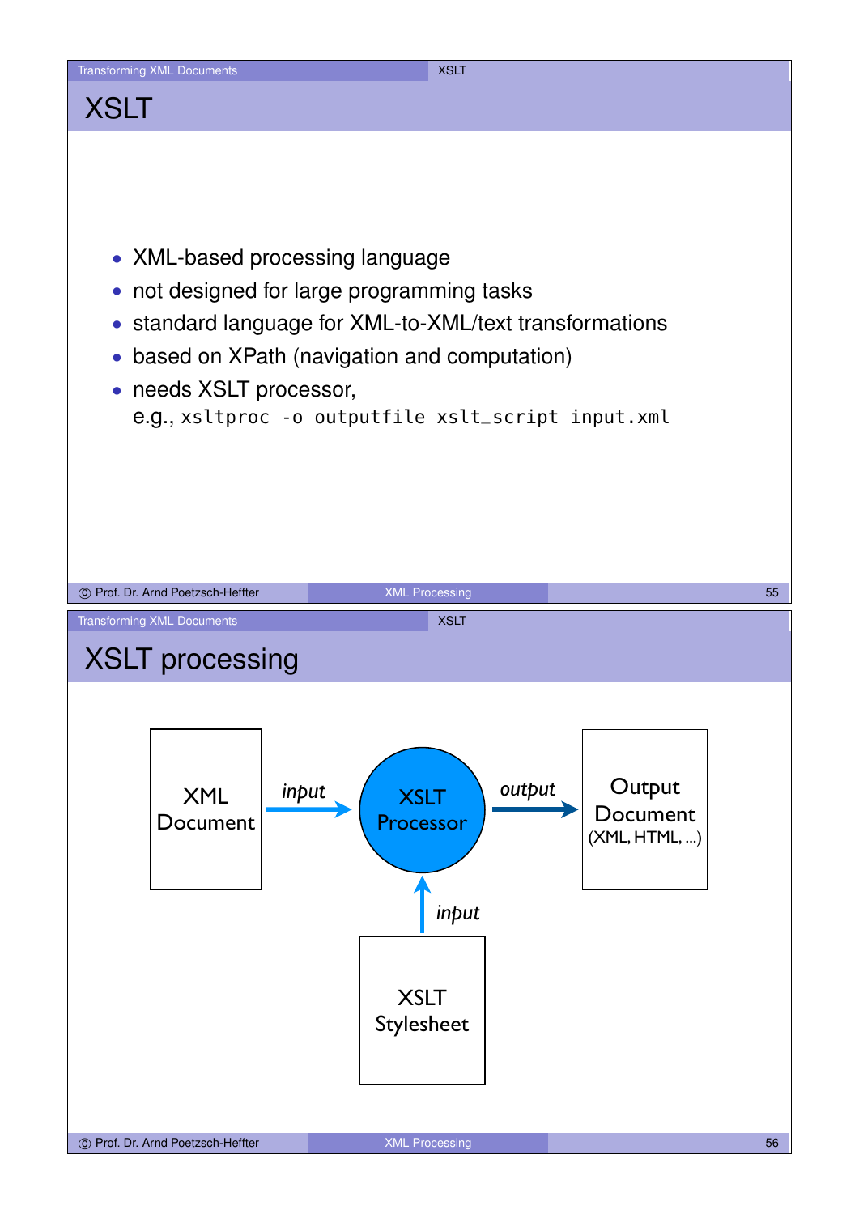# XSLT

- XML-based processing language
- not designed for large programming tasks
- standard language for XML-to-XML/text transformations
- based on XPath (navigation and computation)
- needs XSLT processor,
  e.g., `xsltproc -o outputfile xslt_script input.xml`

# XSLT processing

XML Document —*input*→ XSLT Processor —*output*→ Output Document (XML, HTML, ...)

XSLT Stylesheet —*input*→ XSLT Processor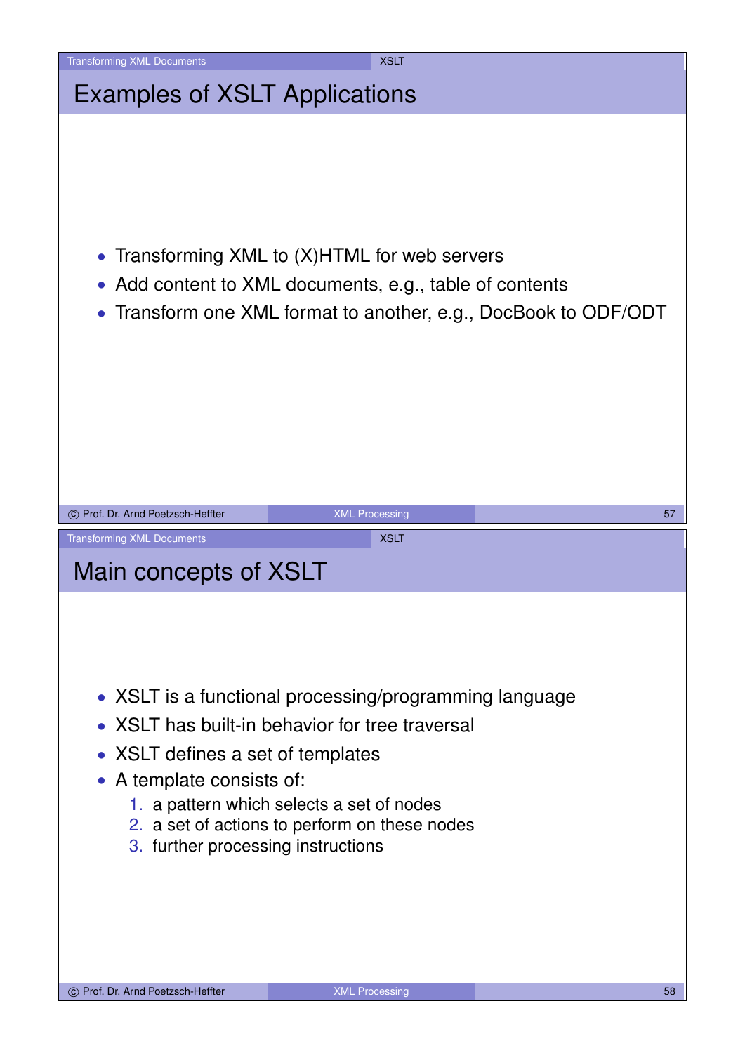# Examples of XSLT Applications

- Transforming XML to (X)HTML for web servers
- Add content to XML documents, e.g., table of contents
- Transform one XML format to another, e.g., DocBook to ODF/ODT

# Main concepts of XSLT

- XSLT is a functional processing/programming language
- XSLT has built-in behavior for tree traversal
- XSLT defines a set of templates
- A template consists of:
  1. a pattern which selects a set of nodes
  2. a set of actions to perform on these nodes
  3. further processing instructions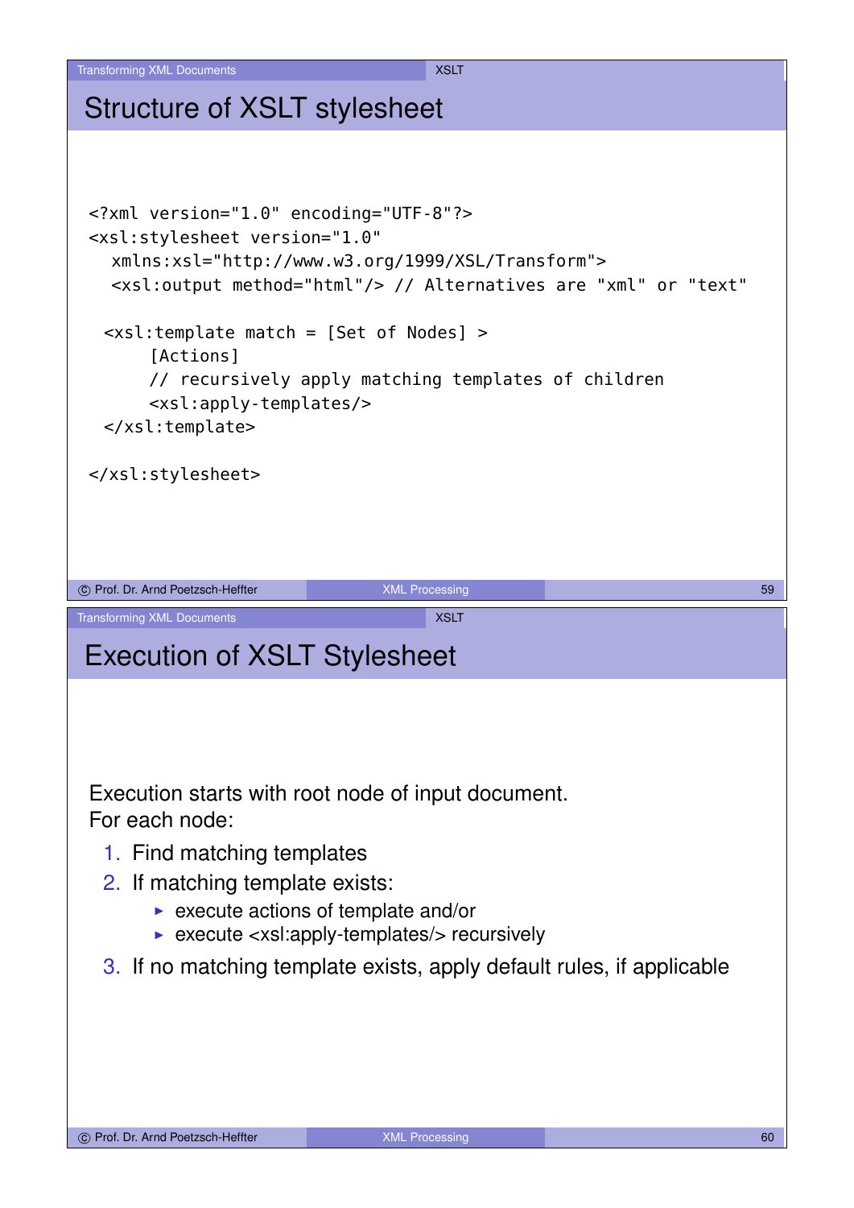## Structure of XSLT stylesheet

```
<?xml version="1.0" encoding="UTF-8"?>
<xsl:stylesheet version="1.0"
   xmlns:xsl="http://www.w3.org/1999/XSL/Transform">
   <xsl:output method="html"/> // Alternatives are "xml" or "text"

  <xsl:template match = [Set of Nodes] >
      [Actions]
      // recursively apply matching templates of children
      <xsl:apply-templates/>
  </xsl:template>

</xsl:stylesheet>
```

## Execution of XSLT Stylesheet

Execution starts with root node of input document.
For each node:

1. Find matching templates
2. If matching template exists:
   - execute actions of template and/or
   - execute <xsl:apply-templates/> recursively
3. If no matching template exists, apply default rules, if applicable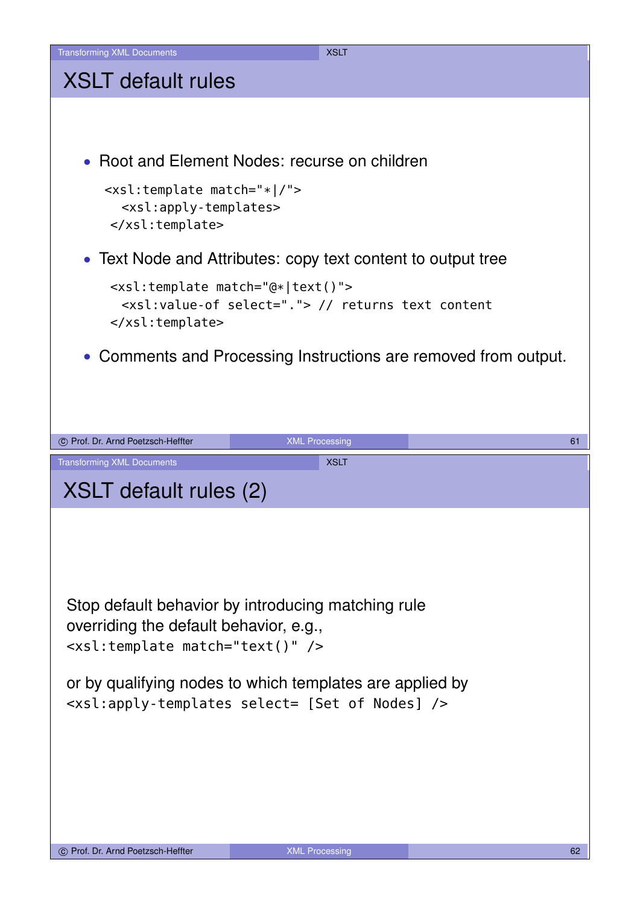# XSLT default rules

- Root and Element Nodes: recurse on children

```
<xsl:template match="*|/">
  <xsl:apply-templates>
</xsl:template>
```

- Text Node and Attributes: copy text content to output tree

```
<xsl:template match="@*|text()">
  <xsl:value-of select="."> // returns text content
</xsl:template>
```

- Comments and Processing Instructions are removed from output.

# XSLT default rules (2)

Stop default behavior by introducing matching rule overriding the default behavior, e.g.,

```
<xsl:template match="text()" />
```

or by qualifying nodes to which templates are applied by

```
<xsl:apply-templates select= [Set of Nodes] />
```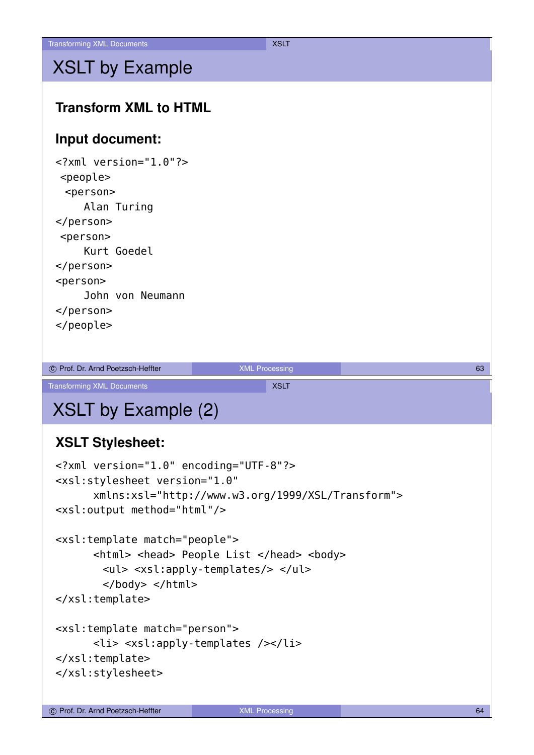# XSLT by Example

**Transform XML to HTML**

**Input document:**

```
<?xml version="1.0"?>
 <people>
  <person>
      Alan Turing
</person>
 <person>
      Kurt Goedel
</person>
<person>
      John von Neumann
</person>
</people>
```

# XSLT by Example (2)

**XSLT Stylesheet:**

```
<?xml version="1.0" encoding="UTF-8"?>
<xsl:stylesheet version="1.0"
      xmlns:xsl="http://www.w3.org/1999/XSL/Transform">
<xsl:output method="html"/>

<xsl:template match="people">
      <html> <head> People List </head> <body>
        <ul> <xsl:apply-templates/> </ul>
        </body> </html>
</xsl:template>

<xsl:template match="person">
      <li> <xsl:apply-templates /></li>
</xsl:template>
</xsl:stylesheet>
```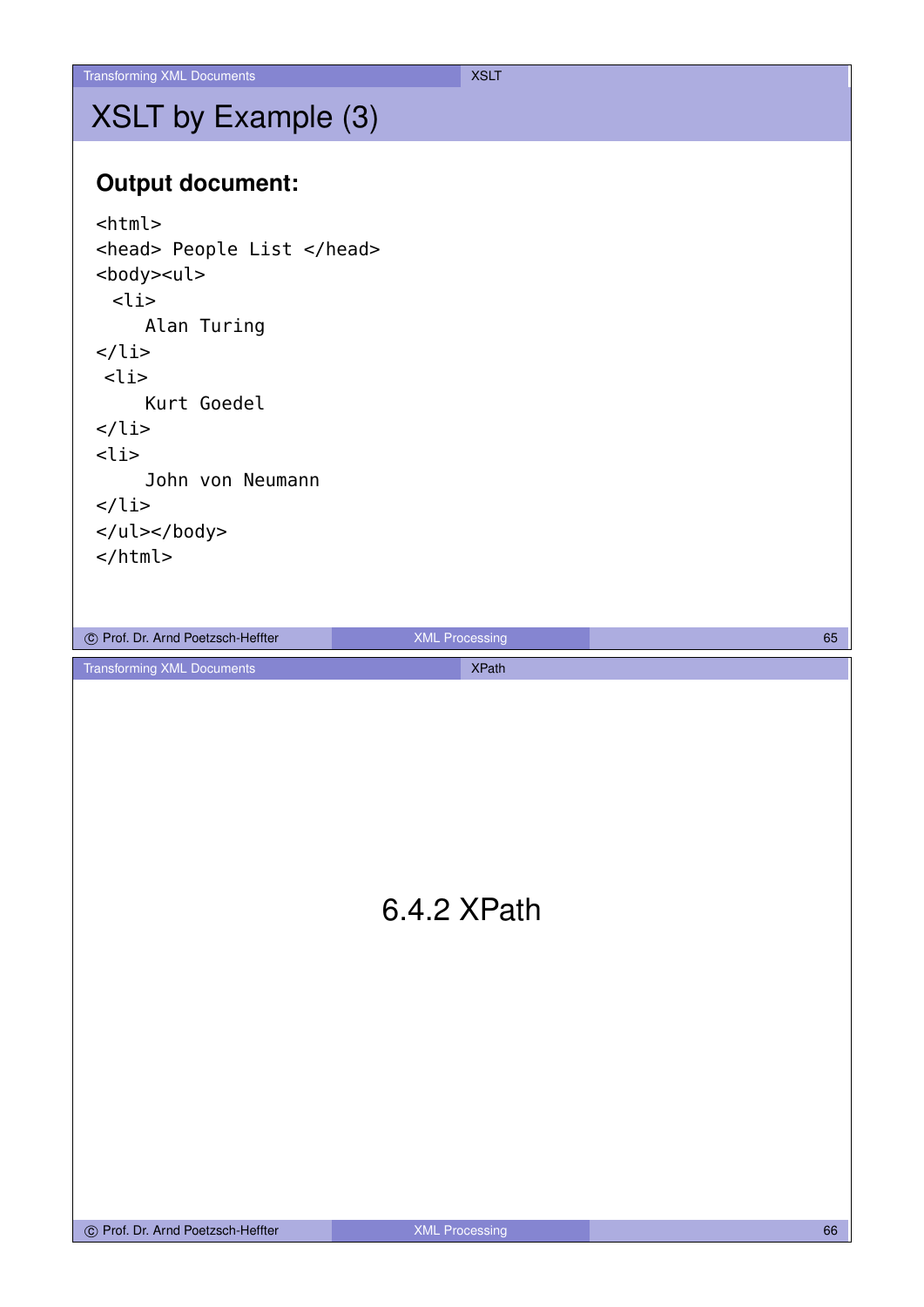# XSLT by Example (3)

**Output document:**

```
<html>
<head> People List </head>
<body><ul>
  <li>
      Alan Turing
</li>
 <li>
      Kurt Goedel
</li>
<li>
      John von Neumann
</li>
</ul></body>
</html>
```

# 6.4.2 XPath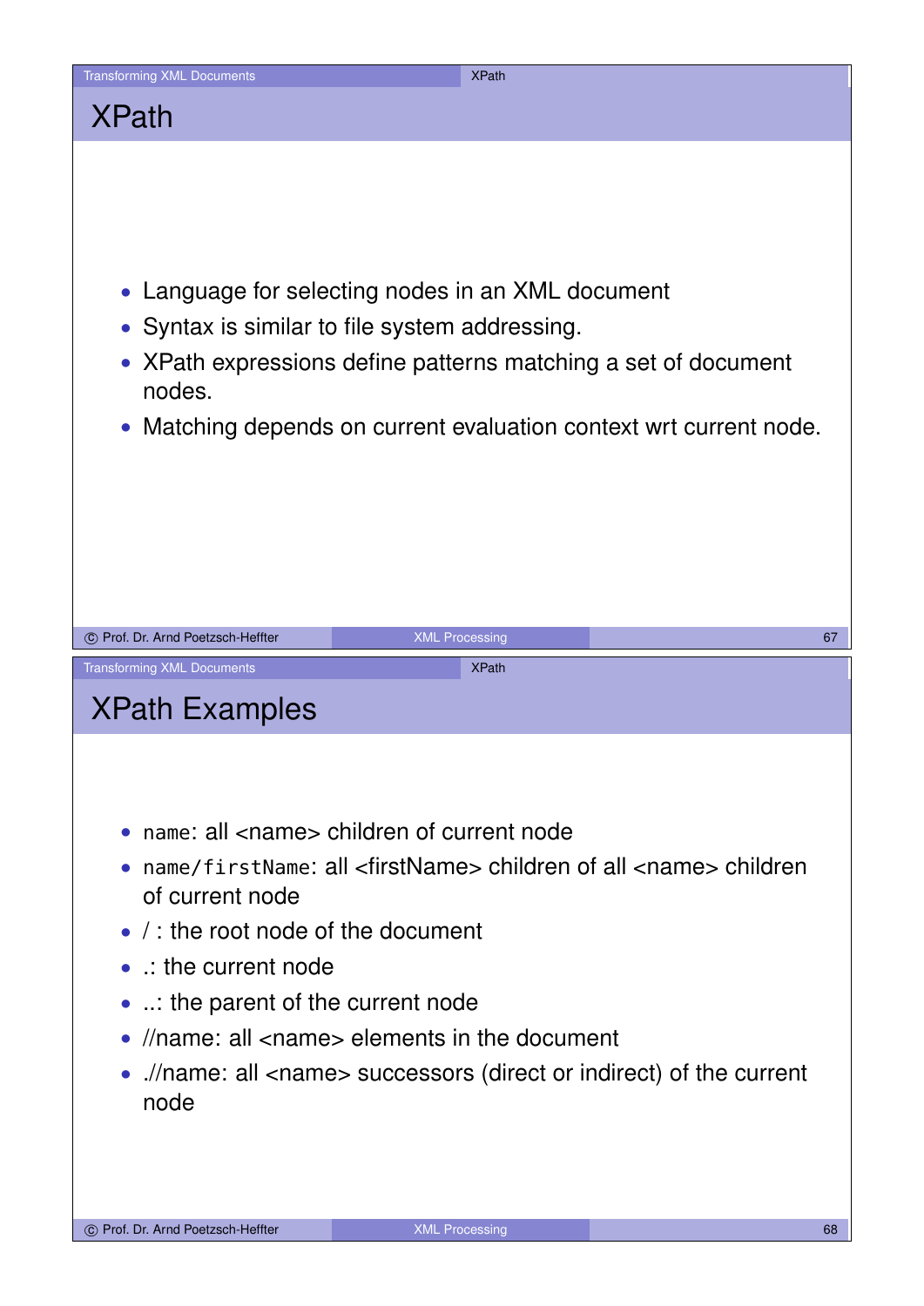# XPath

- Language for selecting nodes in an XML document
- Syntax is similar to file system addressing.
- XPath expressions define patterns matching a set of document nodes.
- Matching depends on current evaluation context wrt current node.

# XPath Examples

- `name`: all <name> children of current node
- `name/firstName`: all <firstName> children of all <name> children of current node
- / : the root node of the document
- .: the current node
- ..: the parent of the current node
- //name: all <name> elements in the document
- .//name: all <name> successors (direct or indirect) of the current node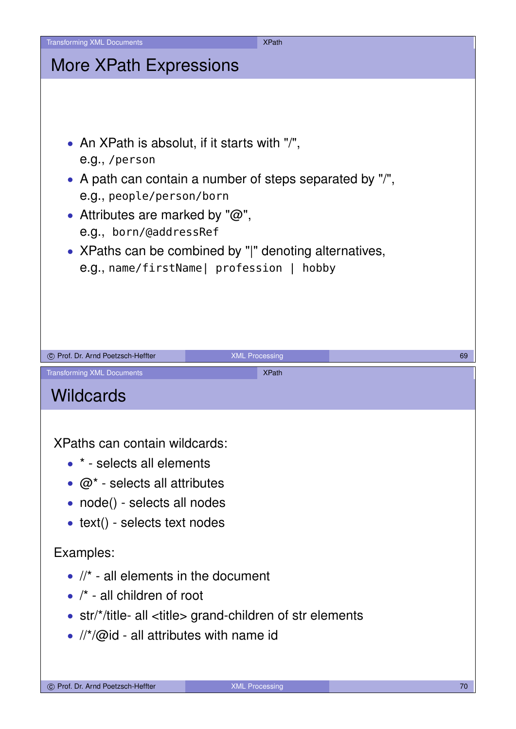# More XPath Expressions

- An XPath is absolut, if it starts with "/", e.g., `/person`
- A path can contain a number of steps separated by "/", e.g., `people/person/born`
- Attributes are marked by "@", e.g., `born/@addressRef`
- XPaths can be combined by "|" denoting alternatives, e.g., `name/firstName| profession | hobby`

# Wildcards

XPaths can contain wildcards:

- * - selects all elements
- @* - selects all attributes
- node() - selects all nodes
- text() - selects text nodes

Examples:

- //* - all elements in the document
- /* - all children of root
- str/*/title- all <title> grand-children of str elements
- //*/@id - all attributes with name id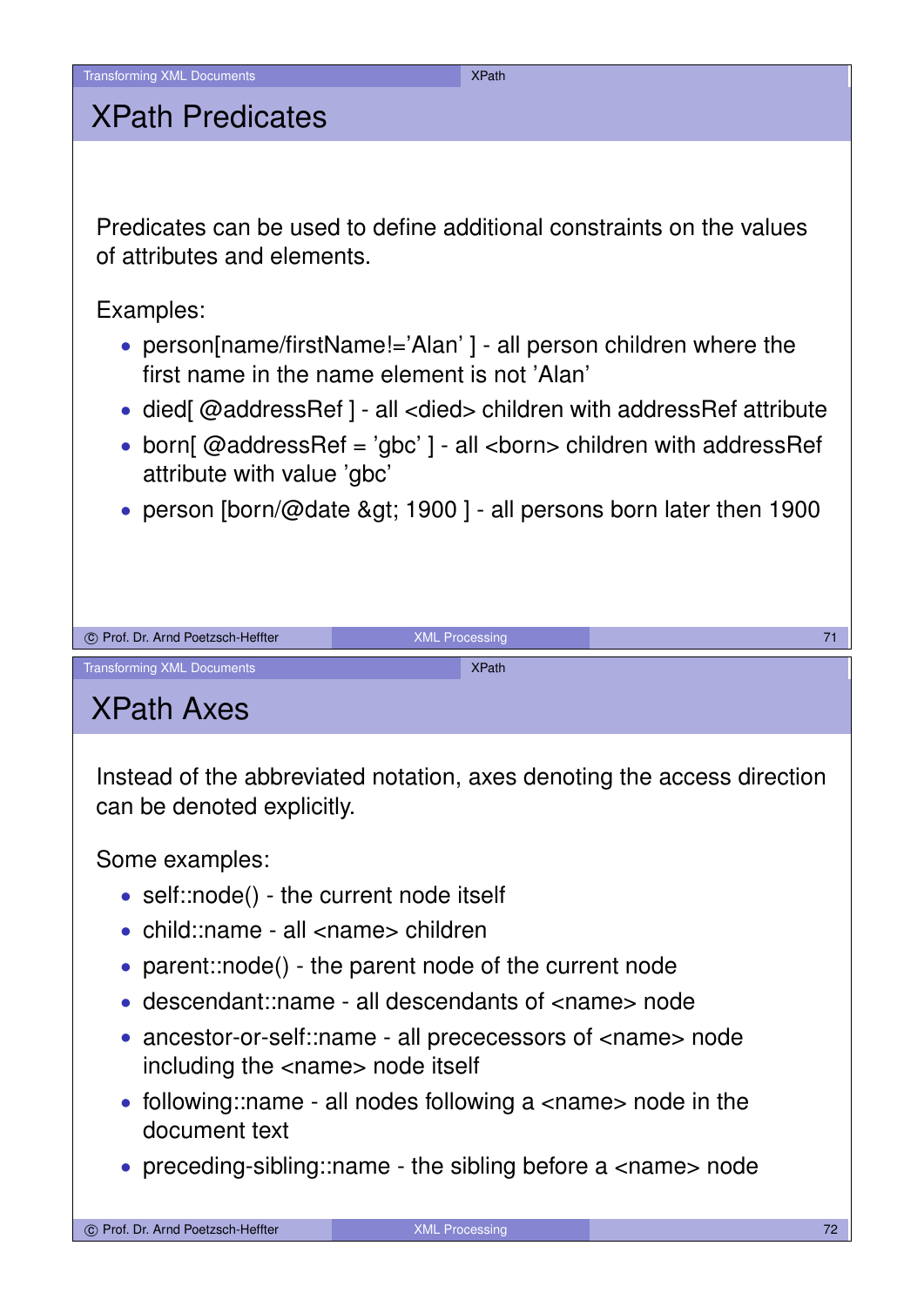## XPath Predicates

Predicates can be used to define additional constraints on the values of attributes and elements.

Examples:

- person[name/firstName!='Alan' ] - all person children where the first name in the name element is not 'Alan'
- died[ @addressRef ] - all <died> children with addressRef attribute
- born[ @addressRef = 'gbc' ] - all <born> children with addressRef attribute with value 'gbc'
- person [born/@date &gt; 1900 ] - all persons born later then 1900

## XPath Axes

Instead of the abbreviated notation, axes denoting the access direction can be denoted explicitly.

Some examples:

- self::node() - the current node itself
- child::name - all <name> children
- parent::node() - the parent node of the current node
- descendant::name - all descendants of <name> node
- ancestor-or-self::name - all prececessors of <name> node including the <name> node itself
- following::name - all nodes following a <name> node in the document text
- preceding-sibling::name - the sibling before a <name> node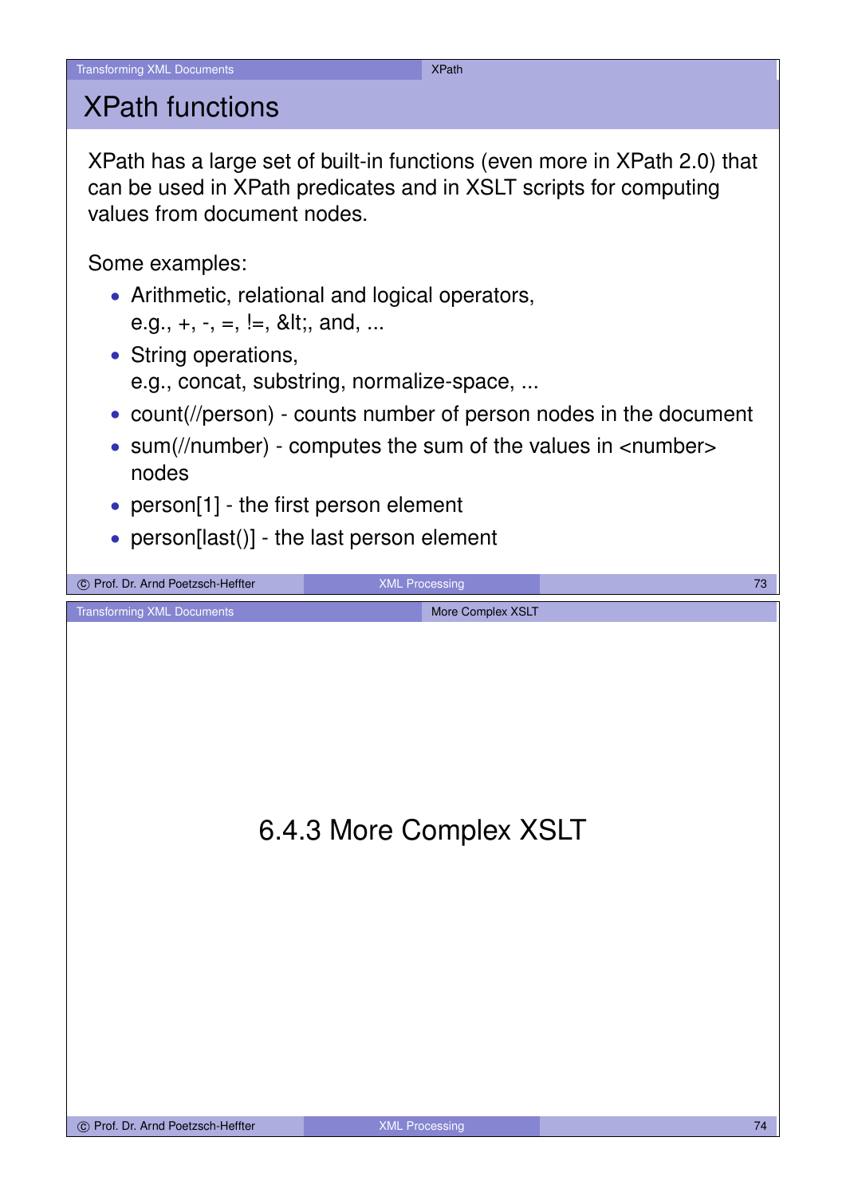# XPath functions

XPath has a large set of built-in functions (even more in XPath 2.0) that can be used in XPath predicates and in XSLT scripts for computing values from document nodes.

Some examples:

- Arithmetic, relational and logical operators, e.g., +, -, =, !=, &lt;, and, ...
- String operations, e.g., concat, substring, normalize-space, ...
- count(//person) - counts number of person nodes in the document
- sum(//number) - computes the sum of the values in <number> nodes
- person[1] - the first person element
- person[last()] - the last person element

# 6.4.3 More Complex XSLT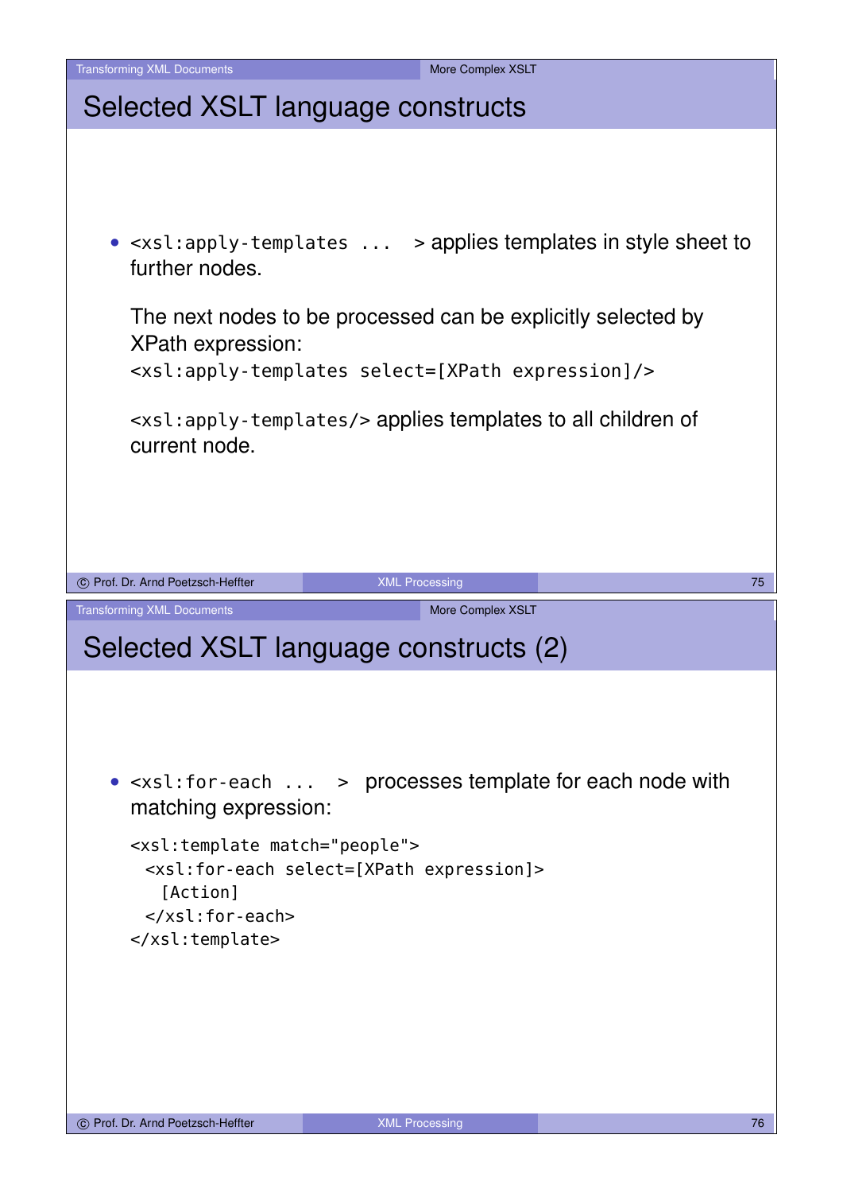# Selected XSLT language constructs

- `<xsl:apply-templates ... >` applies templates in style sheet to further nodes.

  The next nodes to be processed can be explicitly selected by XPath expression:
  `<xsl:apply-templates select=[XPath expression]/>`

  `<xsl:apply-templates/>` applies templates to all children of current node.

# Selected XSLT language constructs (2)

- `<xsl:for-each ... >` processes template for each node with matching expression:

```
<xsl:template match="people">
  <xsl:for-each select=[XPath expression]>
    [Action]
  </xsl:for-each>
</xsl:template>
```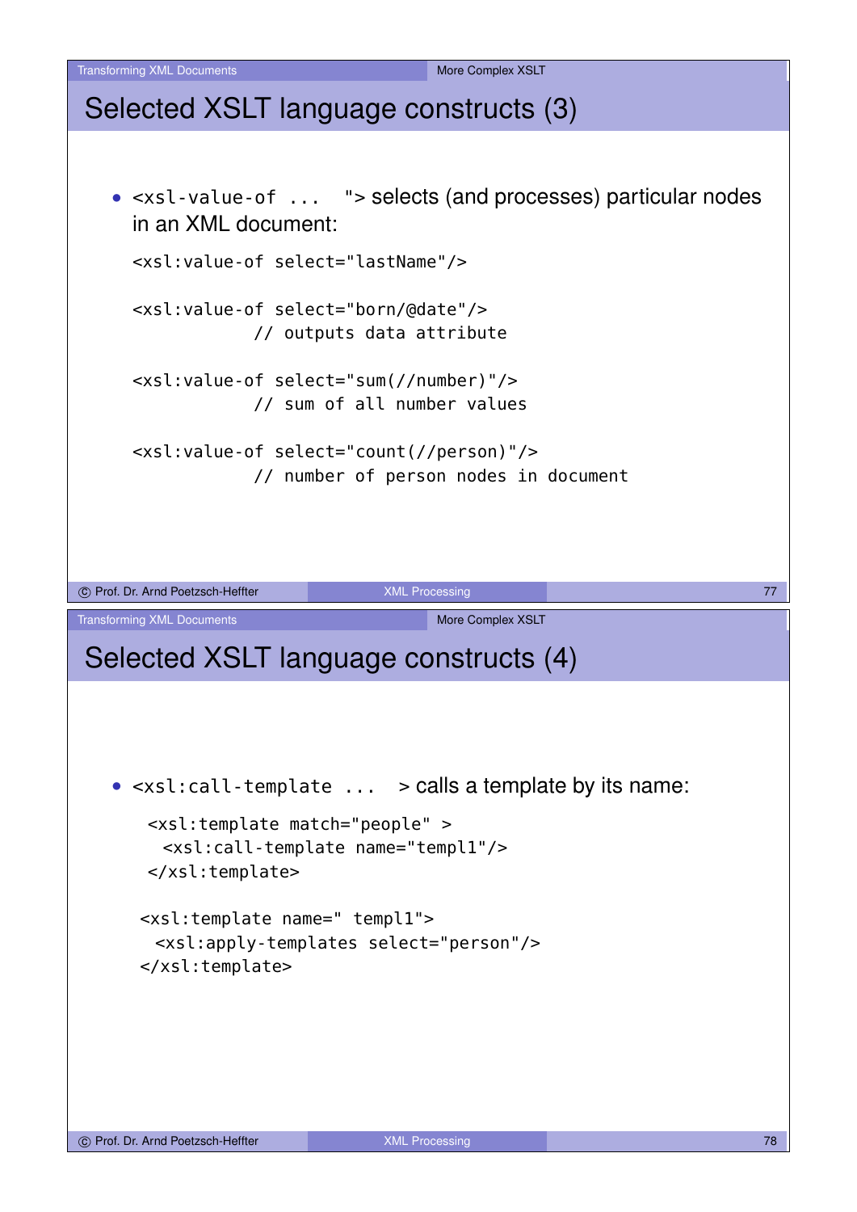# Selected XSLT language constructs (3)

- `<xsl-value-of ...   ">` selects (and processes) particular nodes in an XML document:

```
<xsl:value-of select="lastName"/>

<xsl:value-of select="born/@date"/>
            // outputs data attribute

<xsl:value-of select="sum(//number)"/>
            // sum of all number values

<xsl:value-of select="count(//person)"/>
            // number of person nodes in document
```

# Selected XSLT language constructs (4)

- `<xsl:call-template ...   >` calls a template by its name:

```
<xsl:template match="people" >
  <xsl:call-template name="templ1"/>
</xsl:template>

<xsl:template name=" templ1">
  <xsl:apply-templates select="person"/>
</xsl:template>
```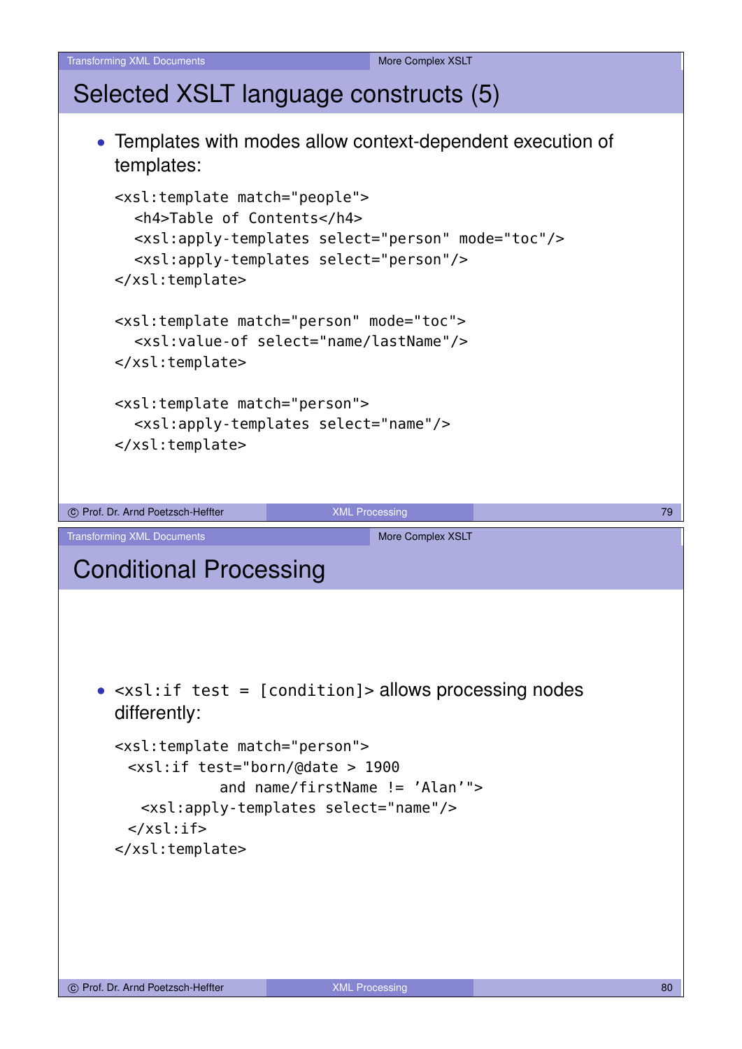# Selected XSLT language constructs (5)

- Templates with modes allow context-dependent execution of templates:

```
<xsl:template match="people">
  <h4>Table of Contents</h4>
  <xsl:apply-templates select="person" mode="toc"/>
  <xsl:apply-templates select="person"/>
</xsl:template>

<xsl:template match="person" mode="toc">
  <xsl:value-of select="name/lastName"/>
</xsl:template>

<xsl:template match="person">
  <xsl:apply-templates select="name"/>
</xsl:template>
```

# Conditional Processing

- `<xsl:if test = [condition]>` allows processing nodes differently:

```
<xsl:template match="person">
 <xsl:if test="born/@date > 1900
          and name/firstName != 'Alan'">
  <xsl:apply-templates select="name"/>
 </xsl:if>
</xsl:template>
```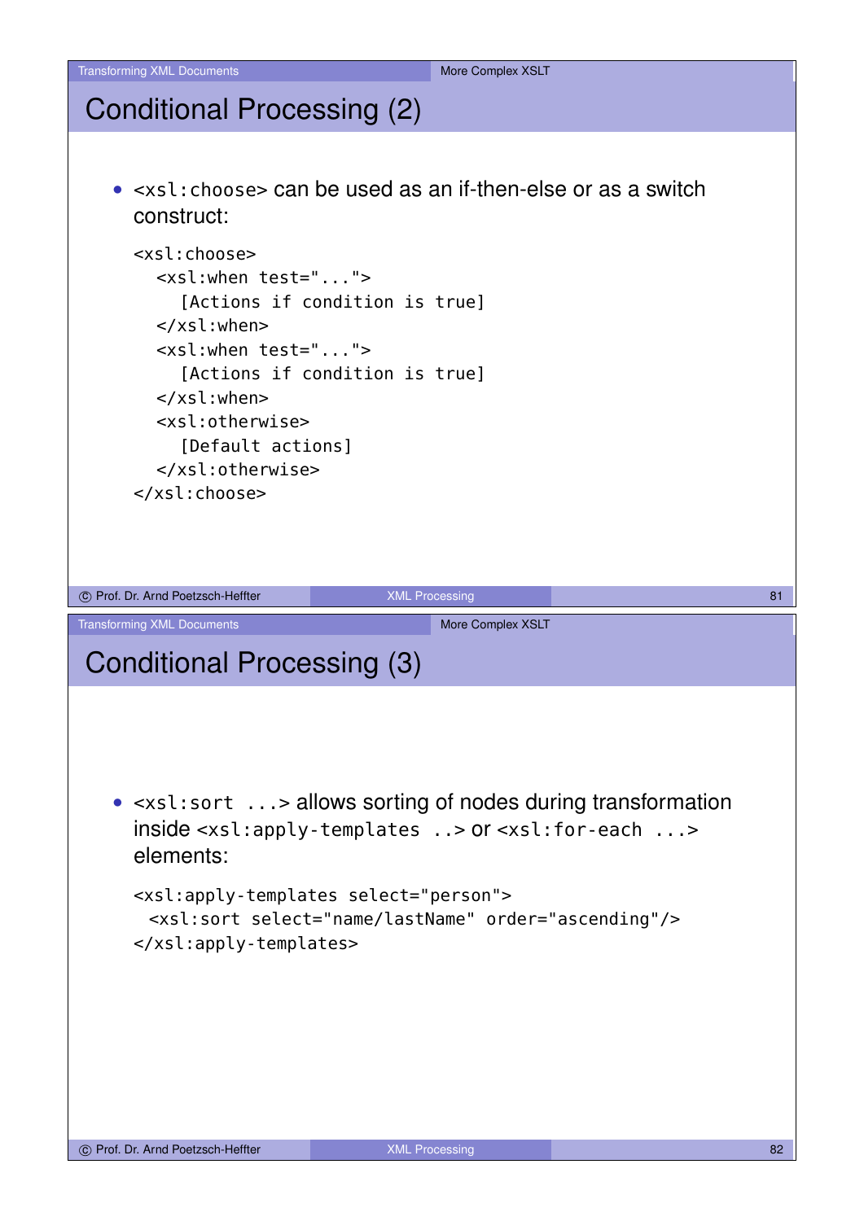# Conditional Processing (2)

- `<xsl:choose>` can be used as an if-then-else or as a switch construct:

```
<xsl:choose>
  <xsl:when test="...">
    [Actions if condition is true]
  </xsl:when>
  <xsl:when test="...">
    [Actions if condition is true]
  </xsl:when>
  <xsl:otherwise>
    [Default actions]
  </xsl:otherwise>
</xsl:choose>
```

# Conditional Processing (3)

- `<xsl:sort ...>` allows sorting of nodes during transformation inside `<xsl:apply-templates ..>` or `<xsl:for-each ...>` elements:

```
<xsl:apply-templates select="person">
  <xsl:sort select="name/lastName" order="ascending"/>
</xsl:apply-templates>
```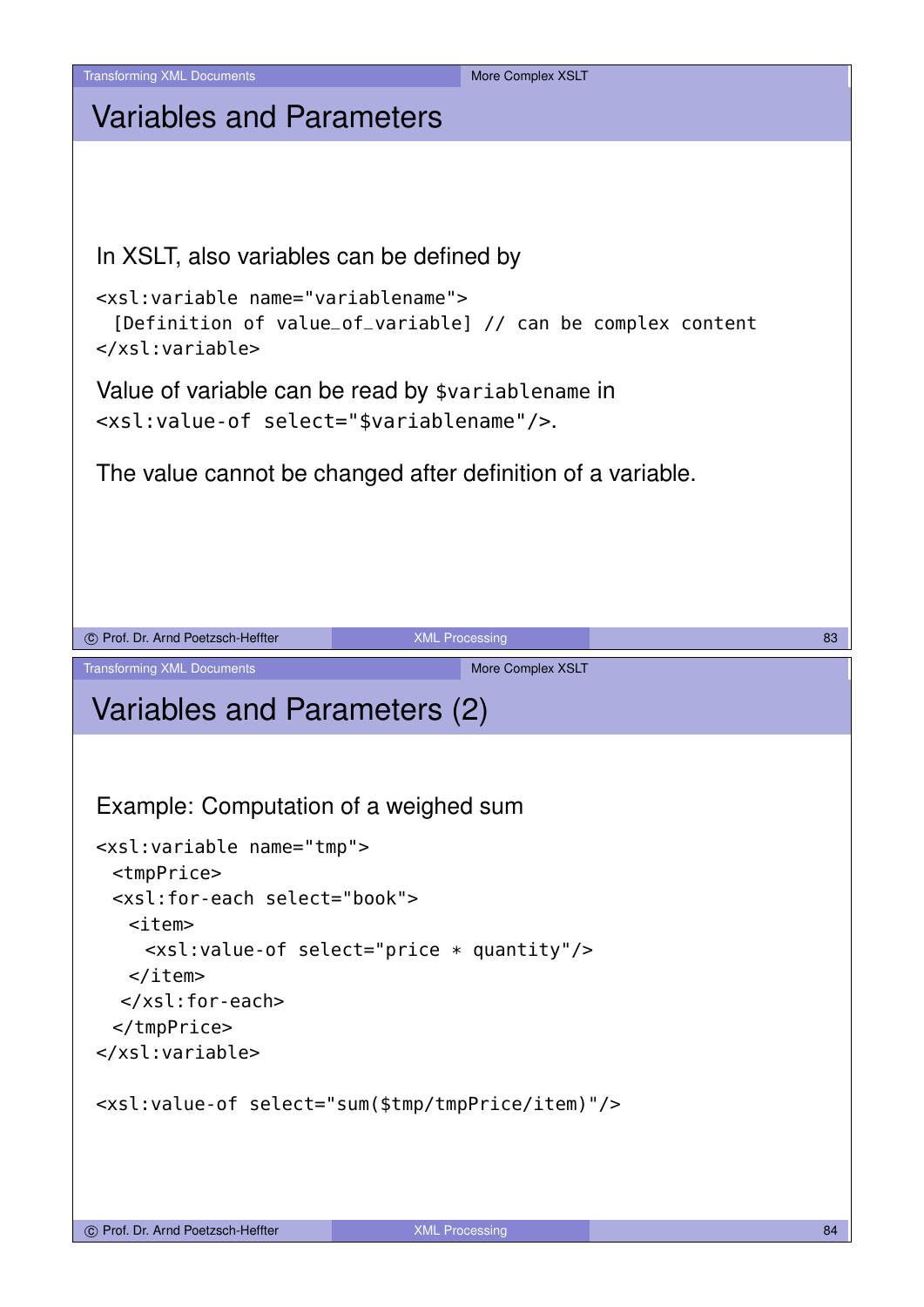# Variables and Parameters

In XSLT, also variables can be defined by

```
<xsl:variable name="variablename">
  [Definition of value_of_variable] // can be complex content
</xsl:variable>
```

Value of variable can be read by `$variablename` in
`<xsl:value-of select="$variablename"/>`.

The value cannot be changed after definition of a variable.

# Variables and Parameters (2)

Example: Computation of a weighed sum

```
<xsl:variable name="tmp">
  <tmpPrice>
  <xsl:for-each select="book">
    <item>
      <xsl:value-of select="price * quantity"/>
    </item>
   </xsl:for-each>
  </tmpPrice>
</xsl:variable>

<xsl:value-of select="sum($tmp/tmpPrice/item)"/>
```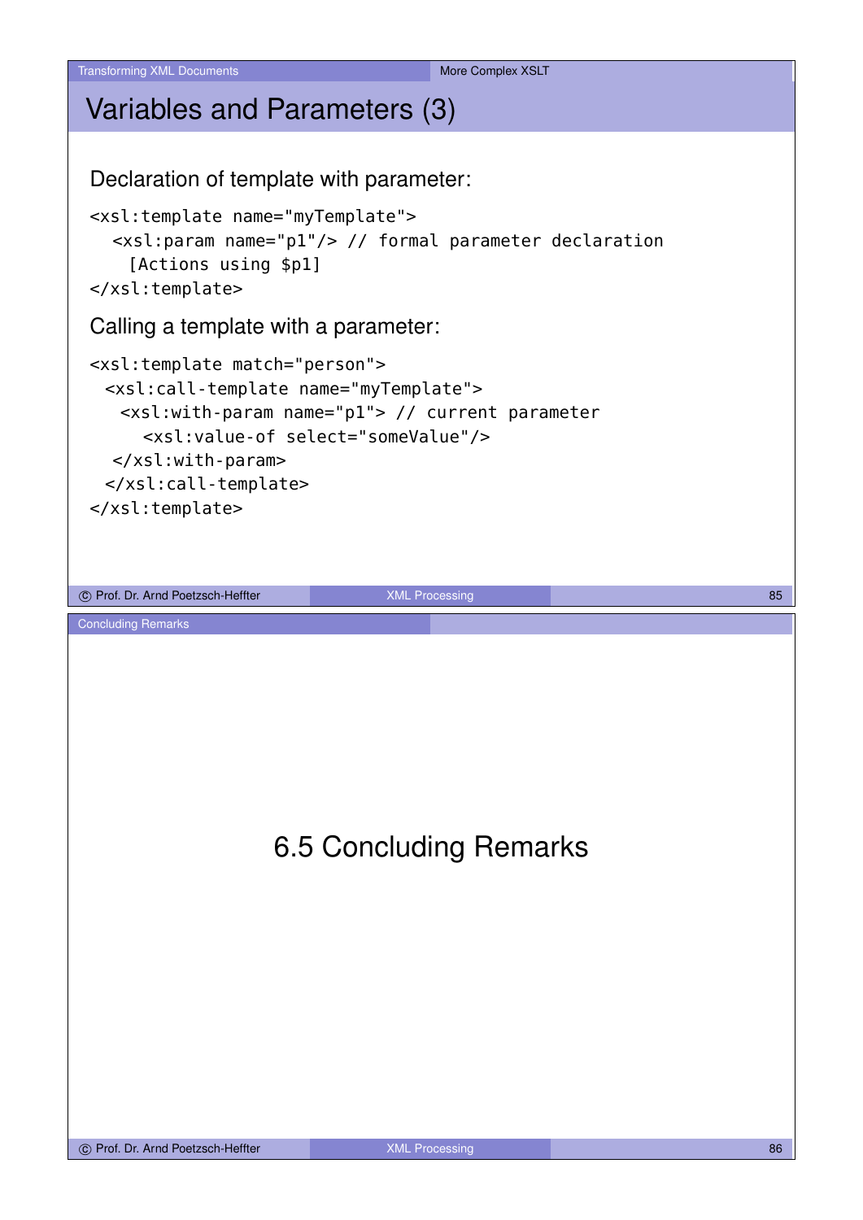## Variables and Parameters (3)

Declaration of template with parameter:

```
<xsl:template name="myTemplate">
  <xsl:param name="p1"/> // formal parameter declaration
    [Actions using $p1]
</xsl:template>
```

Calling a template with a parameter:

```
<xsl:template match="person">
  <xsl:call-template name="myTemplate">
   <xsl:with-param name="p1"> // current parameter
     <xsl:value-of select="someValue"/>
   </xsl:with-param>
  </xsl:call-template>
</xsl:template>
```

# 6.5 Concluding Remarks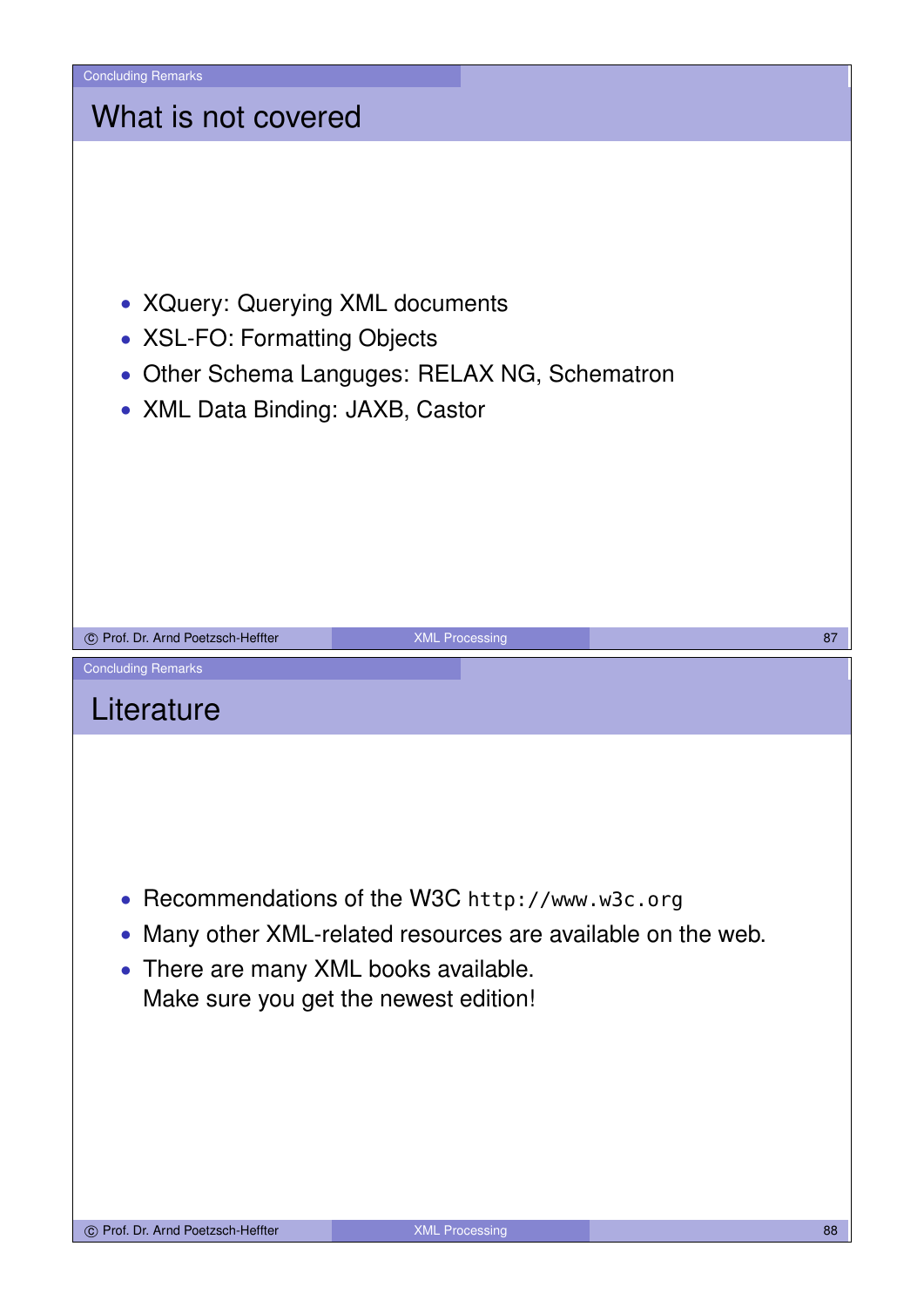## What is not covered

- XQuery: Querying XML documents
- XSL-FO: Formatting Objects
- Other Schema Languges: RELAX NG, Schematron
- XML Data Binding: JAXB, Castor

## Literature

- Recommendations of the W3C `http://www.w3c.org`
- Many other XML-related resources are available on the web.
- There are many XML books available.
  Make sure you get the newest edition!